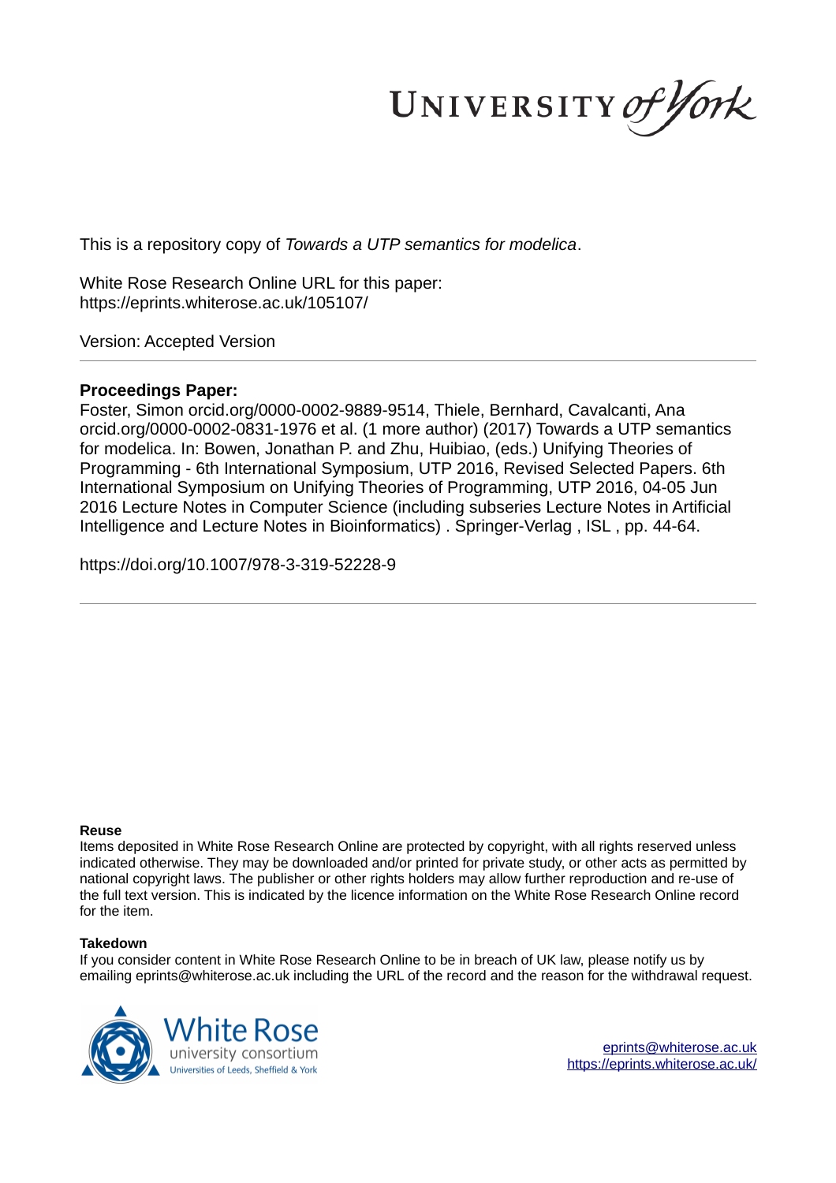UNIVERSITY *of York*

This is a repository copy of *Towards a UTP semantics for modelica*.

White Rose Research Online URL for this paper:
https://eprints.whiterose.ac.uk/105107/

Version: Accepted Version

**Proceedings Paper:**

Foster, Simon orcid.org/0000-0002-9889-9514, Thiele, Bernhard, Cavalcanti, Ana orcid.org/0000-0002-0831-1976 et al. (1 more author) (2017) Towards a UTP semantics for modelica. In: Bowen, Jonathan P. and Zhu, Huibiao, (eds.) Unifying Theories of Programming - 6th International Symposium, UTP 2016, Revised Selected Papers. 6th International Symposium on Unifying Theories of Programming, UTP 2016, 04-05 Jun 2016 Lecture Notes in Computer Science (including subseries Lecture Notes in Artificial Intelligence and Lecture Notes in Bioinformatics) . Springer-Verlag , ISL , pp. 44-64.

https://doi.org/10.1007/978-3-319-52228-9

**Reuse**

Items deposited in White Rose Research Online are protected by copyright, with all rights reserved unless indicated otherwise. They may be downloaded and/or printed for private study, or other acts as permitted by national copyright laws. The publisher or other rights holders may allow further reproduction and re-use of the full text version. This is indicated by the licence information on the White Rose Research Online record for the item.

**Takedown**

If you consider content in White Rose Research Online to be in breach of UK law, please notify us by emailing eprints@whiterose.ac.uk including the URL of the record and the reason for the withdrawal request.

White Rose university consortium
Universities of Leeds, Sheffield & York

eprints@whiterose.ac.uk
https://eprints.whiterose.ac.uk/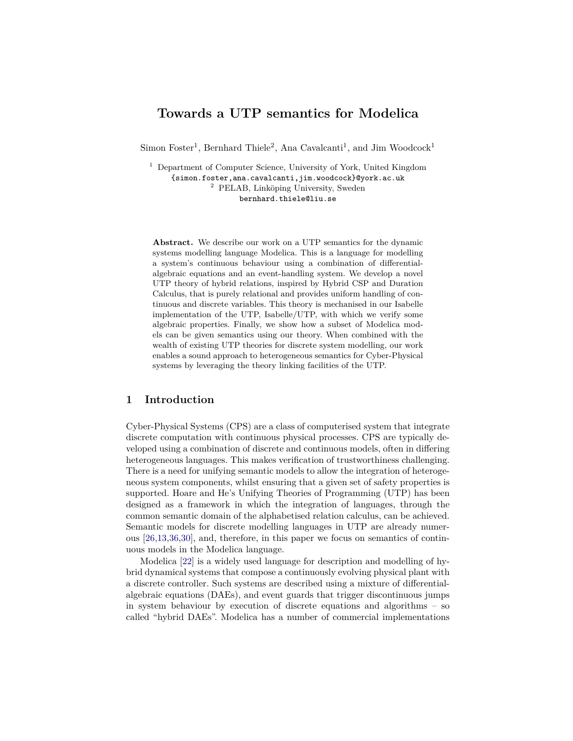# Towards a UTP semantics for Modelica

Simon Foster[1], Bernhard Thiele[2], Ana Cavalcanti[1], and Jim Woodcock[1]

[1] Department of Computer Science, University of York, United Kingdom
{simon.foster,ana.cavalcanti,jim.woodcock}@york.ac.uk
[2] PELAB, Linköping University, Sweden
bernhard.thiele@liu.se

**Abstract.** We describe our work on a UTP semantics for the dynamic systems modelling language Modelica. This is a language for modelling a system's continuous behaviour using a combination of differential-algebraic equations and an event-handling system. We develop a novel UTP theory of hybrid relations, inspired by Hybrid CSP and Duration Calculus, that is purely relational and provides uniform handling of continuous and discrete variables. This theory is mechanised in our Isabelle implementation of the UTP, Isabelle/UTP, with which we verify some algebraic properties. Finally, we show how a subset of Modelica models can be given semantics using our theory. When combined with the wealth of existing UTP theories for discrete system modelling, our work enables a sound approach to heterogeneous semantics for Cyber-Physical systems by leveraging the theory linking facilities of the UTP.

## 1 Introduction

Cyber-Physical Systems (CPS) are a class of computerised system that integrate discrete computation with continuous physical processes. CPS are typically developed using a combination of discrete and continuous models, often in differing heterogeneous languages. This makes verification of trustworthiness challenging. There is a need for unifying semantic models to allow the integration of heterogeneous system components, whilst ensuring that a given set of safety properties is supported. Hoare and He's Unifying Theories of Programming (UTP) has been designed as a framework in which the integration of languages, through the common semantic domain of the alphabetised relation calculus, can be achieved. Semantic models for discrete modelling languages in UTP are already numerous [26,13,36,30], and, therefore, in this paper we focus on semantics of continuous models in the Modelica language.

Modelica [22] is a widely used language for description and modelling of hybrid dynamical systems that compose a continuously evolving physical plant with a discrete controller. Such systems are described using a mixture of differential-algebraic equations (DAEs), and event guards that trigger discontinuous jumps in system behaviour by execution of discrete equations and algorithms – so called "hybrid DAEs". Modelica has a number of commercial implementations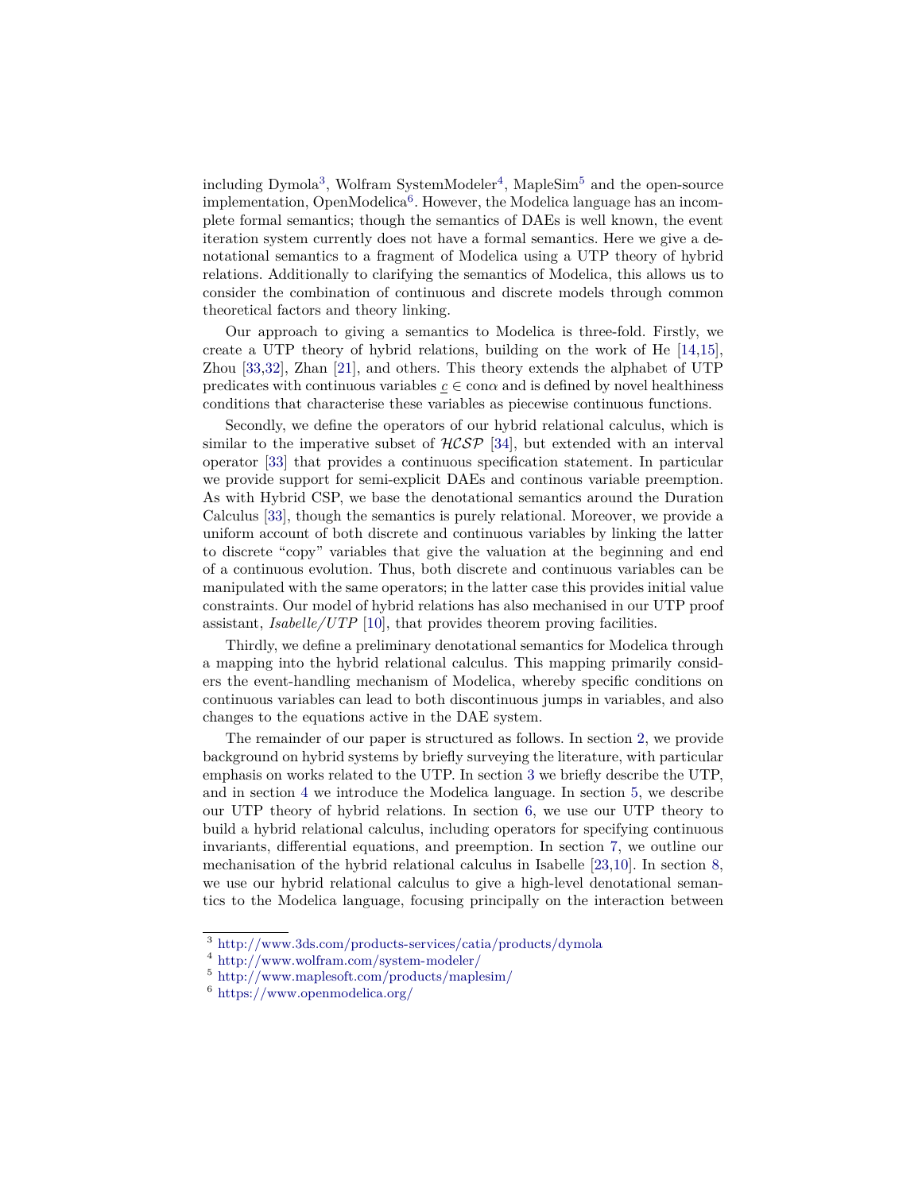including Dymola[3], Wolfram SystemModeler[4], MapleSim[5] and the open-source implementation, OpenModelica[6]. However, the Modelica language has an incomplete formal semantics; though the semantics of DAEs is well known, the event iteration system currently does not have a formal semantics. Here we give a denotational semantics to a fragment of Modelica using a UTP theory of hybrid relations. Additionally to clarifying the semantics of Modelica, this allows us to consider the combination of continuous and discrete models through common theoretical factors and theory linking.

Our approach to giving a semantics to Modelica is three-fold. Firstly, we create a UTP theory of hybrid relations, building on the work of He [14,15], Zhou [33,32], Zhan [21], and others. This theory extends the alphabet of UTP predicates with continuous variables $\underline{c} \in \mathrm{con}\alpha$ and is defined by novel healthiness conditions that characterise these variables as piecewise continuous functions.

Secondly, we define the operators of our hybrid relational calculus, which is similar to the imperative subset of $\mathcal{HCSP}$ [34], but extended with an interval operator [33] that provides a continuous specification statement. In particular we provide support for semi-explicit DAEs and continous variable preemption. As with Hybrid CSP, we base the denotational semantics around the Duration Calculus [33], though the semantics is purely relational. Moreover, we provide a uniform account of both discrete and continuous variables by linking the latter to discrete "copy" variables that give the valuation at the beginning and end of a continuous evolution. Thus, both discrete and continuous variables can be manipulated with the same operators; in the latter case this provides initial value constraints. Our model of hybrid relations has also mechanised in our UTP proof assistant, *Isabelle/UTP* [10], that provides theorem proving facilities.

Thirdly, we define a preliminary denotational semantics for Modelica through a mapping into the hybrid relational calculus. This mapping primarily considers the event-handling mechanism of Modelica, whereby specific conditions on continuous variables can lead to both discontinuous jumps in variables, and also changes to the equations active in the DAE system.

The remainder of our paper is structured as follows. In section 2, we provide background on hybrid systems by briefly surveying the literature, with particular emphasis on works related to the UTP. In section 3 we briefly describe the UTP, and in section 4 we introduce the Modelica language. In section 5, we describe our UTP theory of hybrid relations. In section 6, we use our UTP theory to build a hybrid relational calculus, including operators for specifying continuous invariants, differential equations, and preemption. In section 7, we outline our mechanisation of the hybrid relational calculus in Isabelle [23,10]. In section 8, we use our hybrid relational calculus to give a high-level denotational semantics to the Modelica language, focusing principally on the interaction between

[3] http://www.3ds.com/products-services/catia/products/dymola

[4] http://www.wolfram.com/system-modeler/

[5] http://www.maplesoft.com/products/maplesim/

[6] https://www.openmodelica.org/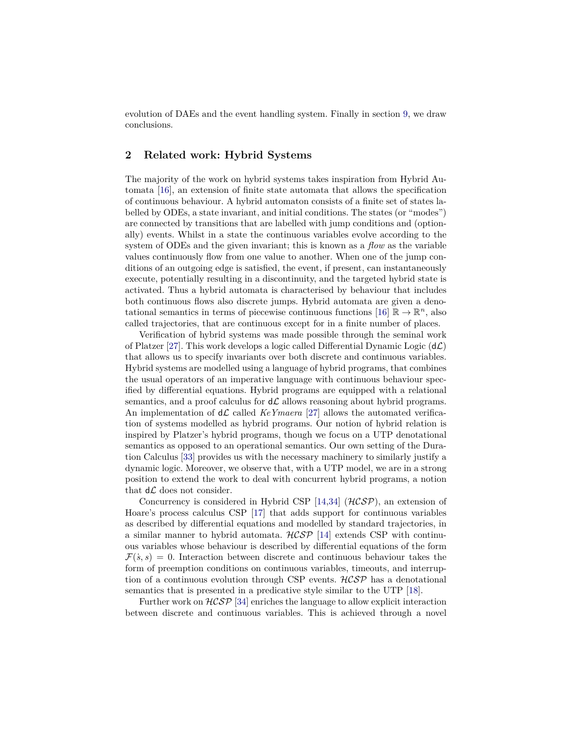evolution of DAEs and the event handling system. Finally in section 9, we draw conclusions.

## 2 Related work: Hybrid Systems

The majority of the work on hybrid systems takes inspiration from Hybrid Automata [16], an extension of finite state automata that allows the specification of continuous behaviour. A hybrid automaton consists of a finite set of states labelled by ODEs, a state invariant, and initial conditions. The states (or "modes") are connected by transitions that are labelled with jump conditions and (optionally) events. Whilst in a state the continuous variables evolve according to the system of ODEs and the given invariant; this is known as a *flow* as the variable values continuously flow from one value to another. When one of the jump conditions of an outgoing edge is satisfied, the event, if present, can instantaneously execute, potentially resulting in a discontinuity, and the targeted hybrid state is activated. Thus a hybrid automata is characterised by behaviour that includes both continuous flows also discrete jumps. Hybrid automata are given a denotational semantics in terms of piecewise continuous functions [16] $\mathbb{R} \to \mathbb{R}^n$, also called trajectories, that are continuous except for in a finite number of places.

Verification of hybrid systems was made possible through the seminal work of Platzer [27]. This work develops a logic called Differential Dynamic Logic ($\mathsf{d}\mathcal{L}$) that allows us to specify invariants over both discrete and continuous variables. Hybrid systems are modelled using a language of hybrid programs, that combines the usual operators of an imperative language with continuous behaviour specified by differential equations. Hybrid programs are equipped with a relational semantics, and a proof calculus for $\mathsf{d}\mathcal{L}$ allows reasoning about hybrid programs. An implementation of $\mathsf{d}\mathcal{L}$ called *KeYmaera* [27] allows the automated verification of systems modelled as hybrid programs. Our notion of hybrid relation is inspired by Platzer's hybrid programs, though we focus on a UTP denotational semantics as opposed to an operational semantics. Our own setting of the Duration Calculus [33] provides us with the necessary machinery to similarly justify a dynamic logic. Moreover, we observe that, with a UTP model, we are in a strong position to extend the work to deal with concurrent hybrid programs, a notion that $\mathsf{d}\mathcal{L}$ does not consider.

Concurrency is considered in Hybrid CSP [14,34] ($\mathcal{HCSP}$), an extension of Hoare's process calculus CSP [17] that adds support for continuous variables as described by differential equations and modelled by standard trajectories, in a similar manner to hybrid automata. $\mathcal{HCSP}$ [14] extends CSP with continuous variables whose behaviour is described by differential equations of the form $\mathcal{F}(\dot{s}, s) = 0$. Interaction between discrete and continuous behaviour takes the form of preemption conditions on continuous variables, timeouts, and interruption of a continuous evolution through CSP events. $\mathcal{HCSP}$ has a denotational semantics that is presented in a predicative style similar to the UTP [18].

Further work on $\mathcal{HCSP}$ [34] enriches the language to allow explicit interaction between discrete and continuous variables. This is achieved through a novel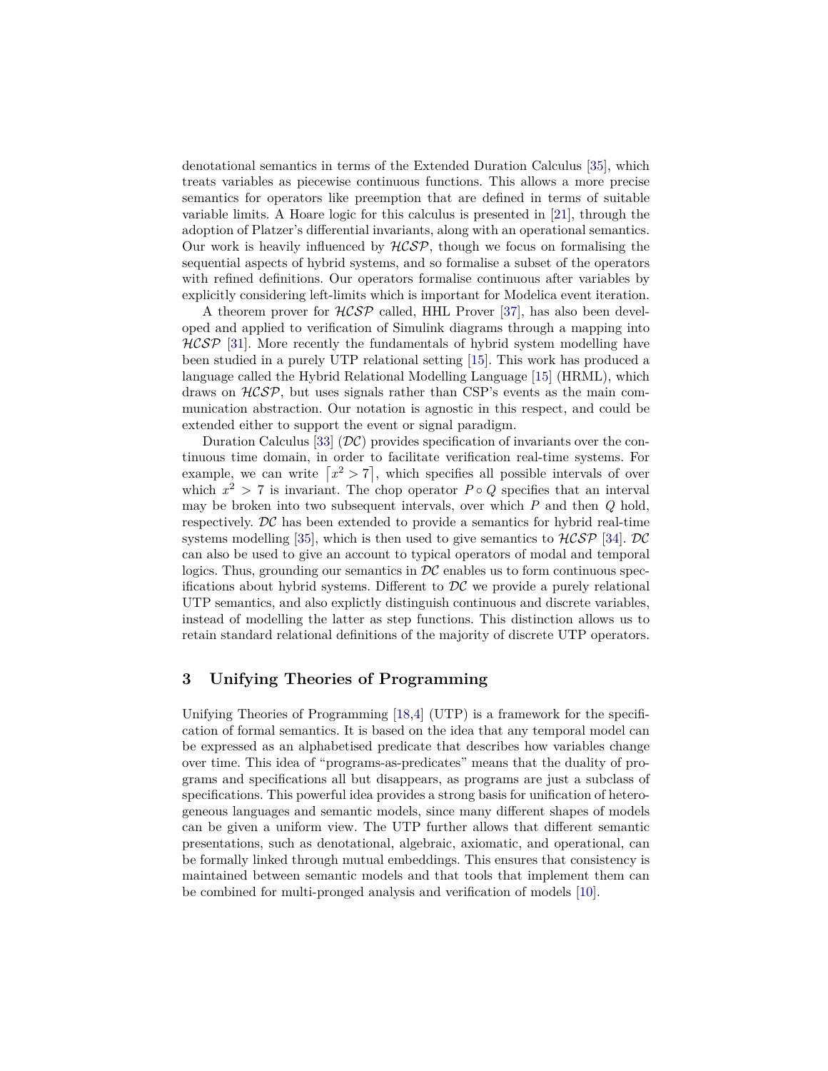denotational semantics in terms of the Extended Duration Calculus [35], which treats variables as piecewise continuous functions. This allows a more precise semantics for operators like preemption that are defined in terms of suitable variable limits. A Hoare logic for this calculus is presented in [21], through the adoption of Platzer's differential invariants, along with an operational semantics. Our work is heavily influenced by $\mathcal{HCSP}$, though we focus on formalising the sequential aspects of hybrid systems, and so formalise a subset of the operators with refined definitions. Our operators formalise continuous after variables by explicitly considering left-limits which is important for Modelica event iteration.

A theorem prover for $\mathcal{HCSP}$ called, HHL Prover [37], has also been developed and applied to verification of Simulink diagrams through a mapping into $\mathcal{HCSP}$ [31]. More recently the fundamentals of hybrid system modelling have been studied in a purely UTP relational setting [15]. This work has produced a language called the Hybrid Relational Modelling Language [15] (HRML), which draws on $\mathcal{HCSP}$, but uses signals rather than CSP's events as the main communication abstraction. Our notation is agnostic in this respect, and could be extended either to support the event or signal paradigm.

Duration Calculus [33] ($\mathcal{DC}$) provides specification of invariants over the continuous time domain, in order to facilitate verification real-time systems. For example, we can write $\lceil x^2 > 7 \rceil$, which specifies all possible intervals of over which $x^2 > 7$ is invariant. The chop operator $P \circ Q$ specifies that an interval may be broken into two subsequent intervals, over which $P$ and then $Q$ hold, respectively. $\mathcal{DC}$ has been extended to provide a semantics for hybrid real-time systems modelling [35], which is then used to give semantics to $\mathcal{HCSP}$ [34]. $\mathcal{DC}$ can also be used to give an account to typical operators of modal and temporal logics. Thus, grounding our semantics in $\mathcal{DC}$ enables us to form continuous specifications about hybrid systems. Different to $\mathcal{DC}$ we provide a purely relational UTP semantics, and also explictly distinguish continuous and discrete variables, instead of modelling the latter as step functions. This distinction allows us to retain standard relational definitions of the majority of discrete UTP operators.

## 3 Unifying Theories of Programming

Unifying Theories of Programming [18,4] (UTP) is a framework for the specification of formal semantics. It is based on the idea that any temporal model can be expressed as an alphabetised predicate that describes how variables change over time. This idea of "programs-as-predicates" means that the duality of programs and specifications all but disappears, as programs are just a subclass of specifications. This powerful idea provides a strong basis for unification of heterogeneous languages and semantic models, since many different shapes of models can be given a uniform view. The UTP further allows that different semantic presentations, such as denotational, algebraic, axiomatic, and operational, can be formally linked through mutual embeddings. This ensures that consistency is maintained between semantic models and that tools that implement them can be combined for multi-pronged analysis and verification of models [10].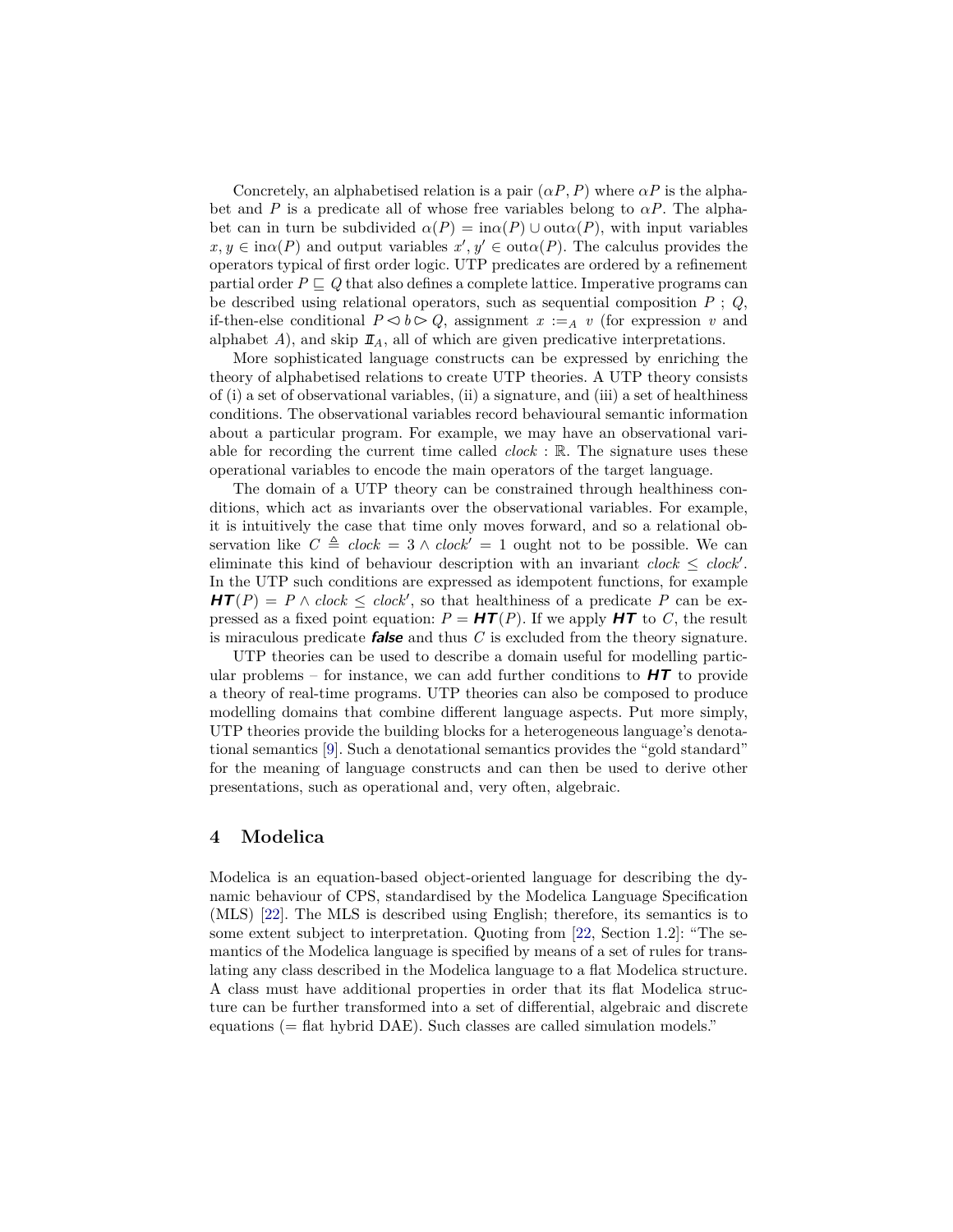Concretely, an alphabetised relation is a pair $(\alpha P, P)$ where $\alpha P$ is the alphabet and $P$ is a predicate all of whose free variables belong to $\alpha P$. The alphabet can in turn be subdivided $\alpha(P) = \text{in}\alpha(P) \cup \text{out}\alpha(P)$, with input variables $x, y \in \text{in}\alpha(P)$ and output variables $x', y' \in \text{out}\alpha(P)$. The calculus provides the operators typical of first order logic. UTP predicates are ordered by a refinement partial order $P \sqsubseteq Q$ that also defines a complete lattice. Imperative programs can be described using relational operators, such as sequential composition $P \mathbin{;} Q$, if-then-else conditional $P \lhd b \rhd Q$, assignment $x :=_A v$ (for expression $v$ and alphabet $A$), and skip $\mathit{II}_A$, all of which are given predicative interpretations.

More sophisticated language constructs can be expressed by enriching the theory of alphabetised relations to create UTP theories. A UTP theory consists of (i) a set of observational variables, (ii) a signature, and (iii) a set of healthiness conditions. The observational variables record behavioural semantic information about a particular program. For example, we may have an observational variable for recording the current time called $clock : \mathbb{R}$. The signature uses these operational variables to encode the main operators of the target language.

The domain of a UTP theory can be constrained through healthiness conditions, which act as invariants over the observational variables. For example, it is intuitively the case that time only moves forward, and so a relational observation like $C \triangleq clock = 3 \land clock' = 1$ ought not to be possible. We can eliminate this kind of behaviour description with an invariant $clock \leq clock'$. In the UTP such conditions are expressed as idempotent functions, for example $\mathbf{HT}(P) = P \land clock \leq clock'$, so that healthiness of a predicate $P$ can be expressed as a fixed point equation: $P = \mathbf{HT}(P)$. If we apply $\mathbf{HT}$ to $C$, the result is miraculous predicate ***false*** and thus $C$ is excluded from the theory signature.

UTP theories can be used to describe a domain useful for modelling particular problems – for instance, we can add further conditions to $\mathbf{HT}$ to provide a theory of real-time programs. UTP theories can also be composed to produce modelling domains that combine different language aspects. Put more simply, UTP theories provide the building blocks for a heterogeneous language's denotational semantics [9]. Such a denotational semantics provides the "gold standard" for the meaning of language constructs and can then be used to derive other presentations, such as operational and, very often, algebraic.

## 4 Modelica

Modelica is an equation-based object-oriented language for describing the dynamic behaviour of CPS, standardised by the Modelica Language Specification (MLS) [22]. The MLS is described using English; therefore, its semantics is to some extent subject to interpretation. Quoting from [22, Section 1.2]: "The semantics of the Modelica language is specified by means of a set of rules for translating any class described in the Modelica language to a flat Modelica structure. A class must have additional properties in order that its flat Modelica structure can be further transformed into a set of differential, algebraic and discrete equations (= flat hybrid DAE). Such classes are called simulation models."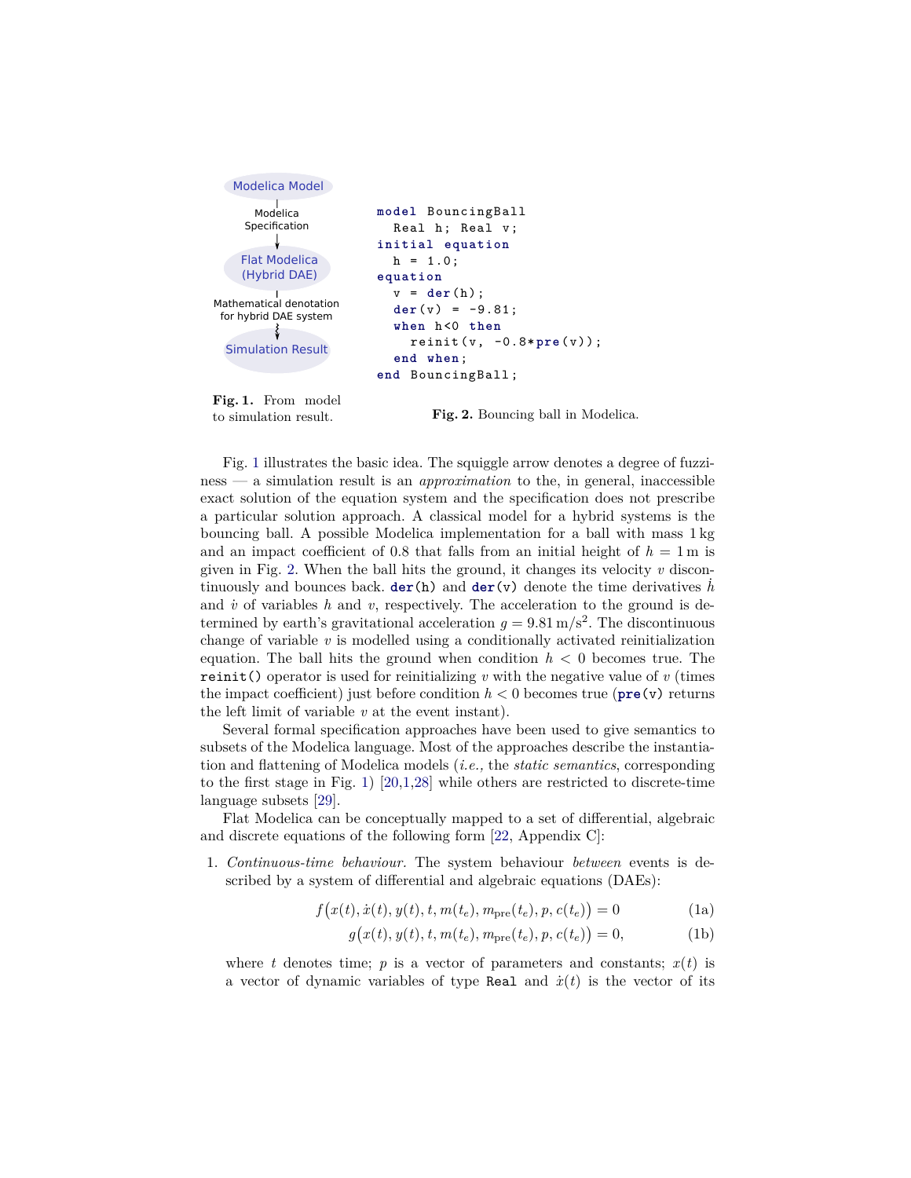Modelica Model

Modelica Specification

Flat Modelica (Hybrid DAE)

Mathematical denotation for hybrid DAE system

Simulation Result

**Fig. 1.** From model to simulation result.

```
model BouncingBall
  Real h; Real v;
initial equation
  h = 1.0;
equation
  v = der(h);
  der(v) = -9.81;
  when h<0 then
    reinit(v, -0.8*pre(v));
  end when;
end BouncingBall;
```

**Fig. 2.** Bouncing ball in Modelica.

Fig. 1 illustrates the basic idea. The squiggle arrow denotes a degree of fuzziness — a simulation result is an *approximation* to the, in general, inaccessible exact solution of the equation system and the specification does not prescribe a particular solution approach. A classical model for a hybrid systems is the bouncing ball. A possible Modelica implementation for a ball with mass 1 kg and an impact coefficient of 0.8 that falls from an initial height of $h = 1\,\mathrm{m}$ is given in Fig. 2. When the ball hits the ground, it changes its velocity $v$ discontinuously and bounces back. **der**(h) and **der**(v) denote the time derivatives $\dot{h}$ and $\dot{v}$ of variables $h$ and $v$, respectively. The acceleration to the ground is determined by earth's gravitational acceleration $g = 9.81\,\mathrm{m/s}^2$. The discontinuous change of variable $v$ is modelled using a conditionally activated reinitialization equation. The ball hits the ground when condition $h < 0$ becomes true. The `reinit()` operator is used for reinitializing $v$ with the negative value of $v$ (times the impact coefficient) just before condition $h < 0$ becomes true (**pre**(v) returns the left limit of variable $v$ at the event instant).

Several formal specification approaches have been used to give semantics to subsets of the Modelica language. Most of the approaches describe the instantiation and flattening of Modelica models (*i.e.,* the *static semantics*, corresponding to the first stage in Fig. 1) [20,1,28] while others are restricted to discrete-time language subsets [29].

Flat Modelica can be conceptually mapped to a set of differential, algebraic and discrete equations of the following form [22, Appendix C]:

1. *Continuous-time behaviour.* The system behaviour *between* events is described by a system of differential and algebraic equations (DAEs):

$$f\big(x(t), \dot{x}(t), y(t), t, m(t_e), m_{\mathrm{pre}}(t_e), p, c(t_e)\big) = 0 \tag{1a}$$

$$g\big(x(t), y(t), t, m(t_e), m_{\mathrm{pre}}(t_e), p, c(t_e)\big) = 0, \tag{1b}$$

   where $t$ denotes time; $p$ is a vector of parameters and constants; $x(t)$ is a vector of dynamic variables of type `Real` and $\dot{x}(t)$ is the vector of its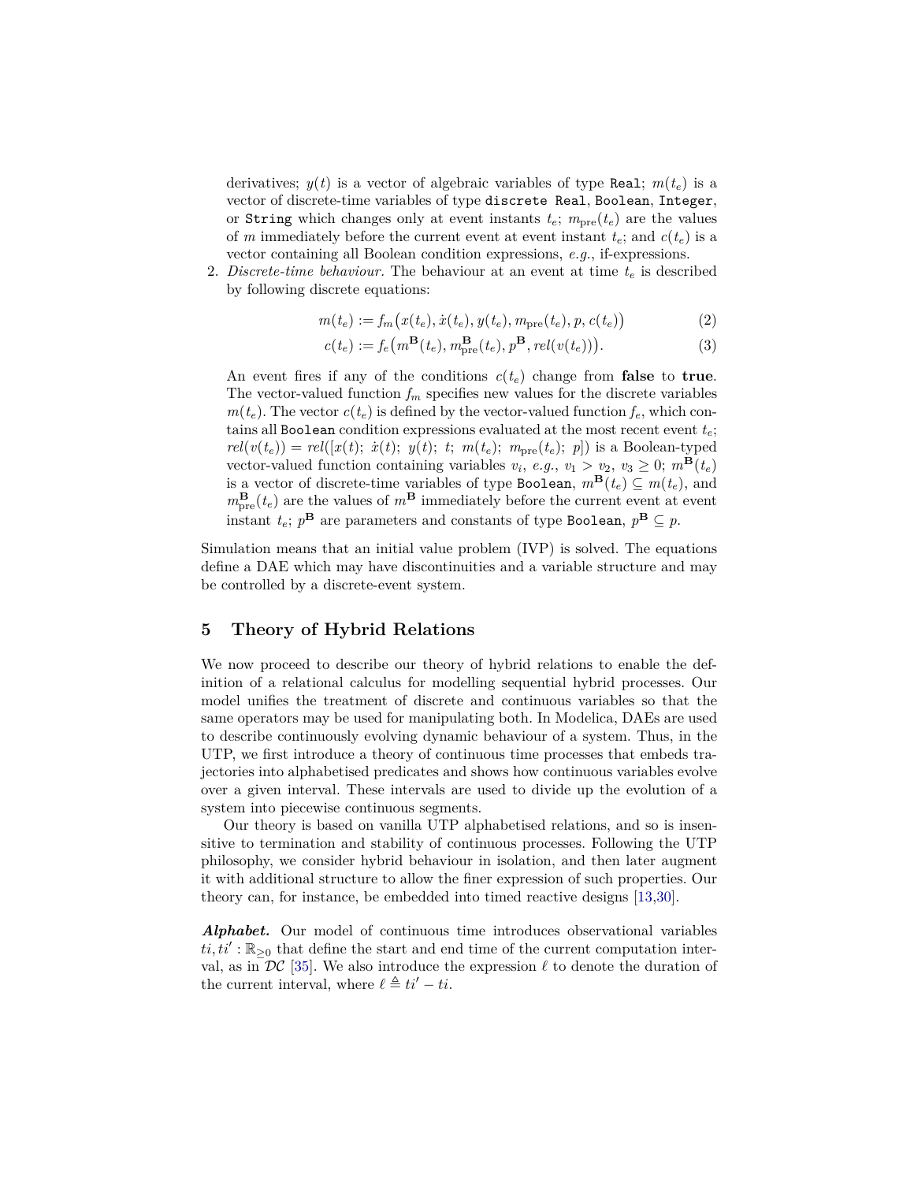derivatives; $y(t)$ is a vector of algebraic variables of type `Real`; $m(t_e)$ is a vector of discrete-time variables of type `discrete Real`, `Boolean`, `Integer`, or `String` which changes only at event instants $t_e$; $m_{\text{pre}}(t_e)$ are the values of $m$ immediately before the current event at event instant $t_e$; and $c(t_e)$ is a vector containing all Boolean condition expressions, *e.g.*, if-expressions.

2. *Discrete-time behaviour.* The behaviour at an event at time $t_e$ is described by following discrete equations:

$$m(t_e) := f_m\big(x(t_e), \dot{x}(t_e), y(t_e), m_{\text{pre}}(t_e), p, c(t_e)\big) \tag{2}$$

$$c(t_e) := f_e\big(m^{\mathbf{B}}(t_e), m^{\mathbf{B}}_{\text{pre}}(t_e), p^{\mathbf{B}}, rel(v(t_e))\big). \tag{3}$$

An event fires if any of the conditions $c(t_e)$ change from **false** to **true**. The vector-valued function $f_m$ specifies new values for the discrete variables $m(t_e)$. The vector $c(t_e)$ is defined by the vector-valued function $f_e$, which contains all `Boolean` condition expressions evaluated at the most recent event $t_e$; $rel(v(t_e)) = rel([x(t);\ \dot{x}(t);\ y(t);\ t;\ m(t_e);\ m_{\text{pre}}(t_e);\ p])$ is a Boolean-typed vector-valued function containing variables $v_i$, *e.g.*, $v_1 > v_2$, $v_3 \geq 0$; $m^{\mathbf{B}}(t_e)$ is a vector of discrete-time variables of type `Boolean`, $m^{\mathbf{B}}(t_e) \subseteq m(t_e)$, and $m^{\mathbf{B}}_{\text{pre}}(t_e)$ are the values of $m^{\mathbf{B}}$ immediately before the current event at event instant $t_e$; $p^{\mathbf{B}}$ are parameters and constants of type `Boolean`, $p^{\mathbf{B}} \subseteq p$.

Simulation means that an initial value problem (IVP) is solved. The equations define a DAE which may have discontinuities and a variable structure and may be controlled by a discrete-event system.

## 5 Theory of Hybrid Relations

We now proceed to describe our theory of hybrid relations to enable the definition of a relational calculus for modelling sequential hybrid processes. Our model unifies the treatment of discrete and continuous variables so that the same operators may be used for manipulating both. In Modelica, DAEs are used to describe continuously evolving dynamic behaviour of a system. Thus, in the UTP, we first introduce a theory of continuous time processes that embeds trajectories into alphabetised predicates and shows how continuous variables evolve over a given interval. These intervals are used to divide up the evolution of a system into piecewise continuous segments.

Our theory is based on vanilla UTP alphabetised relations, and so is insensitive to termination and stability of continuous processes. Following the UTP philosophy, we consider hybrid behaviour in isolation, and then later augment it with additional structure to allow the finer expression of such properties. Our theory can, for instance, be embedded into timed reactive designs [13,30].

***Alphabet.*** Our model of continuous time introduces observational variables $ti, ti' : \mathbb{R}_{\geq 0}$ that define the start and end time of the current computation interval, as in $\mathcal{DC}$ [35]. We also introduce the expression $\ell$ to denote the duration of the current interval, where $\ell \triangleq ti' - ti$.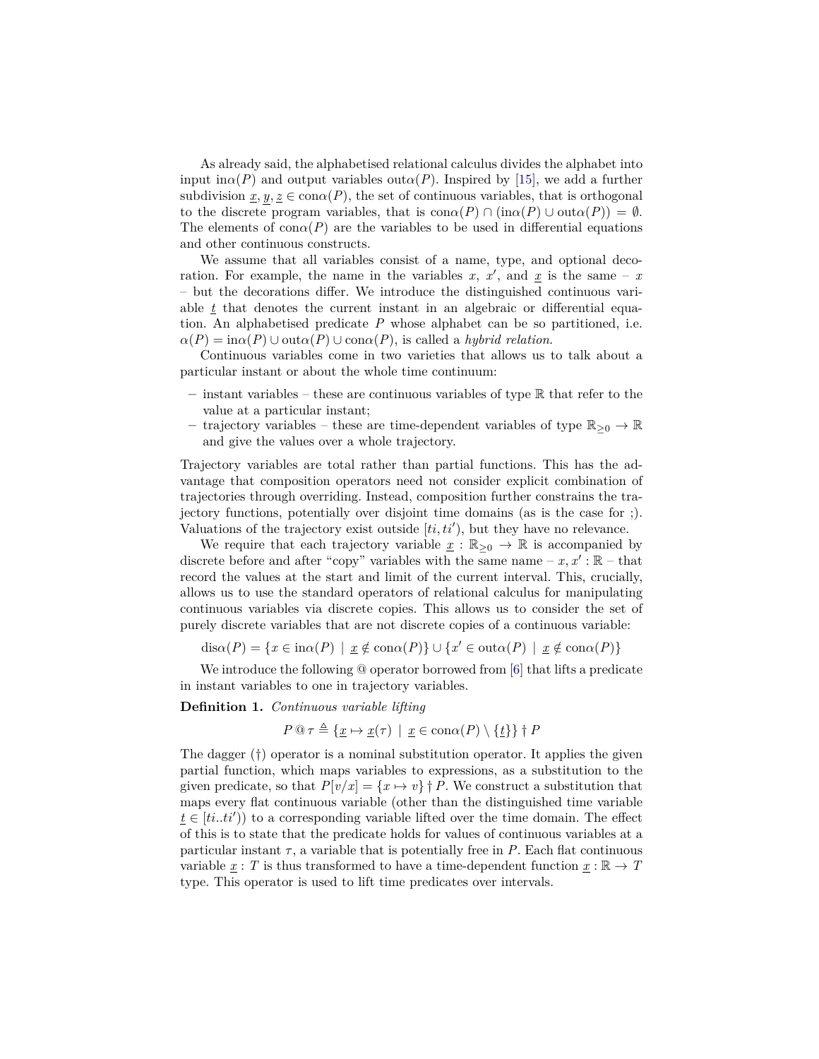As already said, the alphabetised relational calculus divides the alphabet into input $\text{in}\alpha(P)$ and output variables $\text{out}\alpha(P)$. Inspired by [15], we add a further subdivision $\underline{x}, \underline{y}, \underline{z} \in \text{con}\alpha(P)$, the set of continuous variables, that is orthogonal to the discrete program variables, that is $\text{con}\alpha(P) \cap (\text{in}\alpha(P) \cup \text{out}\alpha(P)) = \emptyset$. The elements of $\text{con}\alpha(P)$ are the variables to be used in differential equations and other continuous constructs.

We assume that all variables consist of a name, type, and optional decoration. For example, the name in the variables $x$, $x'$, and $\underline{x}$ is the same – $x$ – but the decorations differ. We introduce the distinguished continuous variable $\underline{t}$ that denotes the current instant in an algebraic or differential equation. An alphabetised predicate $P$ whose alphabet can be so partitioned, i.e. $\alpha(P) = \text{in}\alpha(P) \cup \text{out}\alpha(P) \cup \text{con}\alpha(P)$, is called a *hybrid relation.*

Continuous variables come in two varieties that allows us to talk about a particular instant or about the whole time continuum:

- instant variables – these are continuous variables of type $\mathbb{R}$ that refer to the value at a particular instant;
- trajectory variables – these are time-dependent variables of type $\mathbb{R}_{\geq 0} \to \mathbb{R}$ and give the values over a whole trajectory.

Trajectory variables are total rather than partial functions. This has the advantage that composition operators need not consider explicit combination of trajectories through overriding. Instead, composition further constrains the trajectory functions, potentially over disjoint time domains (as is the case for ;). Valuations of the trajectory exist outside $[ti, ti')$, but they have no relevance.

We require that each trajectory variable $\underline{x} : \mathbb{R}_{\geq 0} \to \mathbb{R}$ is accompanied by discrete before and after "copy" variables with the same name – $x, x' : \mathbb{R}$ – that record the values at the start and limit of the current interval. This, crucially, allows us to use the standard operators of relational calculus for manipulating continuous variables via discrete copies. This allows us to consider the set of purely discrete variables that are not discrete copies of a continuous variable:

$$\text{dis}\alpha(P) = \{x \in \text{in}\alpha(P) \mid \underline{x} \notin \text{con}\alpha(P)\} \cup \{x' \in \text{out}\alpha(P) \mid \underline{x} \notin \text{con}\alpha(P)\}$$

We introduce the following @ operator borrowed from [6] that lifts a predicate in instant variables to one in trajectory variables.

**Definition 1.** *Continuous variable lifting*

$$P @ \tau \triangleq \{\underline{x} \mapsto \underline{x}(\tau) \mid \underline{x} \in \text{con}\alpha(P) \setminus \{\underline{t}\}\} \dagger P$$

The dagger (†) operator is a nominal substitution operator. It applies the given partial function, which maps variables to expressions, as a substitution to the given predicate, so that $P[v/x] = \{x \mapsto v\} \dagger P$. We construct a substitution that maps every flat continuous variable (other than the distinguished time variable $\underline{t} \in [ti..ti')$) to a corresponding variable lifted over the time domain. The effect of this is to state that the predicate holds for values of continuous variables at a particular instant $\tau$, a variable that is potentially free in $P$. Each flat continuous variable $\underline{x} : T$ is thus transformed to have a time-dependent function $\underline{x} : \mathbb{R} \to T$ type. This operator is used to lift time predicates over intervals.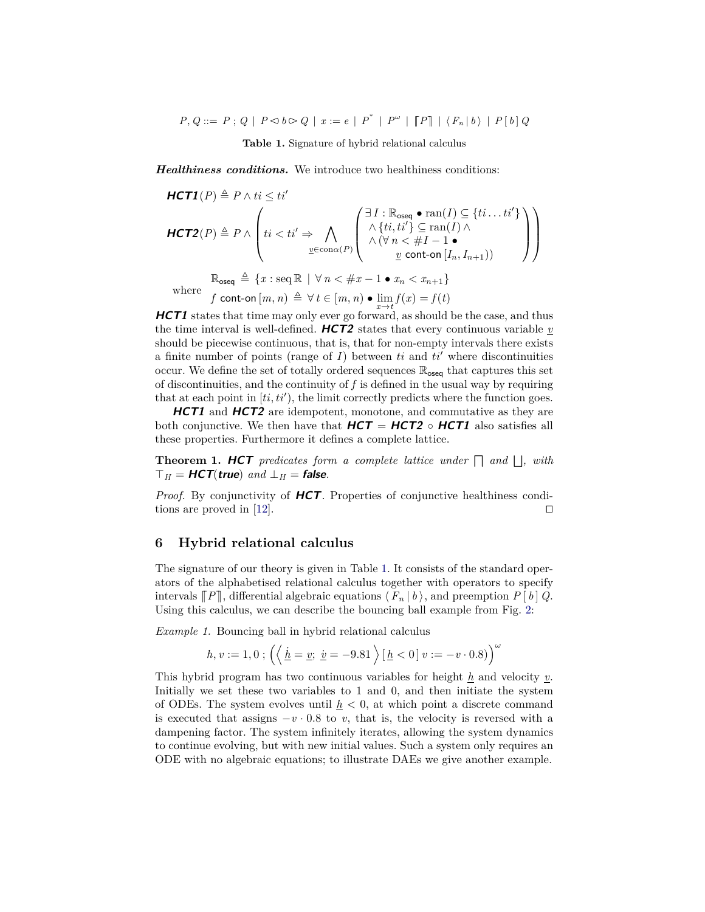$$P, Q ::= P \,;\, Q \mid P \lhd b \rhd Q \mid x := e \mid P^{*} \mid P^{\omega} \mid \llbracket P \rrbracket \mid \langle F_n \,|\, b \rangle \mid P \,[\, b \,]\, Q$$

**Table 1.** Signature of hybrid relational calculus

***Healthiness conditions.*** We introduce two healthiness conditions:

$$\boldsymbol{HCT1}(P) \triangleq P \wedge ti \leq ti'$$

$$\boldsymbol{HCT2}(P) \triangleq P \wedge \left( ti < ti' \Rightarrow \bigwedge_{\underline{v} \in \mathrm{con}\alpha(P)} \left( \begin{array}{l} \exists\, I : \mathbb{R}_{\mathsf{oseq}} \bullet \mathrm{ran}(I) \subseteq \{ti \ldots ti'\} \\ \wedge \{ti, ti'\} \subseteq \mathrm{ran}(I) \wedge \\ \wedge (\forall\, n < \#I - 1 \bullet \\ \qquad \underline{v} \;\mathsf{cont\text{-}on}\; [I_n, I_{n+1})) \end{array} \right) \right)$$

where

$$\mathbb{R}_{\mathsf{oseq}} \triangleq \{x : \mathrm{seq}\,\mathbb{R} \mid \forall\, n < \#x - 1 \bullet x_n < x_{n+1}\}$$

$$f \;\mathsf{cont\text{-}on}\; [m, n) \triangleq \forall\, t \in [m, n) \bullet \lim_{x \to t} f(x) = f(t)$$

***HCT1*** states that time may only ever go forward, as should be the case, and thus the time interval is well-defined. ***HCT2*** states that every continuous variable $\underline{v}$ should be piecewise continuous, that is, that for non-empty intervals there exists a finite number of points (range of $I$) between $ti$ and $ti'$ where discontinuities occur. We define the set of totally ordered sequences $\mathbb{R}_{\mathsf{oseq}}$ that captures this set of discontinuities, and the continuity of $f$ is defined in the usual way by requiring that at each point in $[ti, ti')$, the limit correctly predicts where the function goes.

***HCT1*** and ***HCT2*** are idempotent, monotone, and commutative as they are both conjunctive. We then have that ***HCT*** $=$ ***HCT2*** $\circ$ ***HCT1*** also satisfies all these properties. Furthermore it defines a complete lattice.

**Theorem 1.** ***HCT*** *predicates form a complete lattice under* $\bigsqcap$ *and* $\bigsqcup$*, with* $\top_H =$ ***HCT***(***true***) *and* $\bot_H =$ ***false***.

*Proof.* By conjunctivity of ***HCT***. Properties of conjunctive healthiness conditions are proved in [12]. ◻

## 6 Hybrid relational calculus

The signature of our theory is given in Table 1. It consists of the standard operators of the alphabetised relational calculus together with operators to specify intervals $\llbracket P \rrbracket$, differential algebraic equations $\langle F_n \,|\, b \rangle$, and preemption $P\,[\,b\,]\,Q$. Using this calculus, we can describe the bouncing ball example from Fig. 2:

*Example 1.* Bouncing ball in hybrid relational calculus

$$h, v := 1, 0 \,;\, \left( \left\langle \dot{\underline{h}} = \underline{v};\; \dot{\underline{v}} = -9.81 \right\rangle [\, \underline{h} < 0 \,]\, v := -v \cdot 0.8) \right)^{\omega}$$

This hybrid program has two continuous variables for height $\underline{h}$ and velocity $\underline{v}$. Initially we set these two variables to 1 and 0, and then initiate the system of ODEs. The system evolves until $\underline{h} < 0$, at which point a discrete command is executed that assigns $-v \cdot 0.8$ to $v$, that is, the velocity is reversed with a dampening factor. The system infinitely iterates, allowing the system dynamics to continue evolving, but with new initial values. Such a system only requires an ODE with no algebraic equations; to illustrate DAEs we give another example.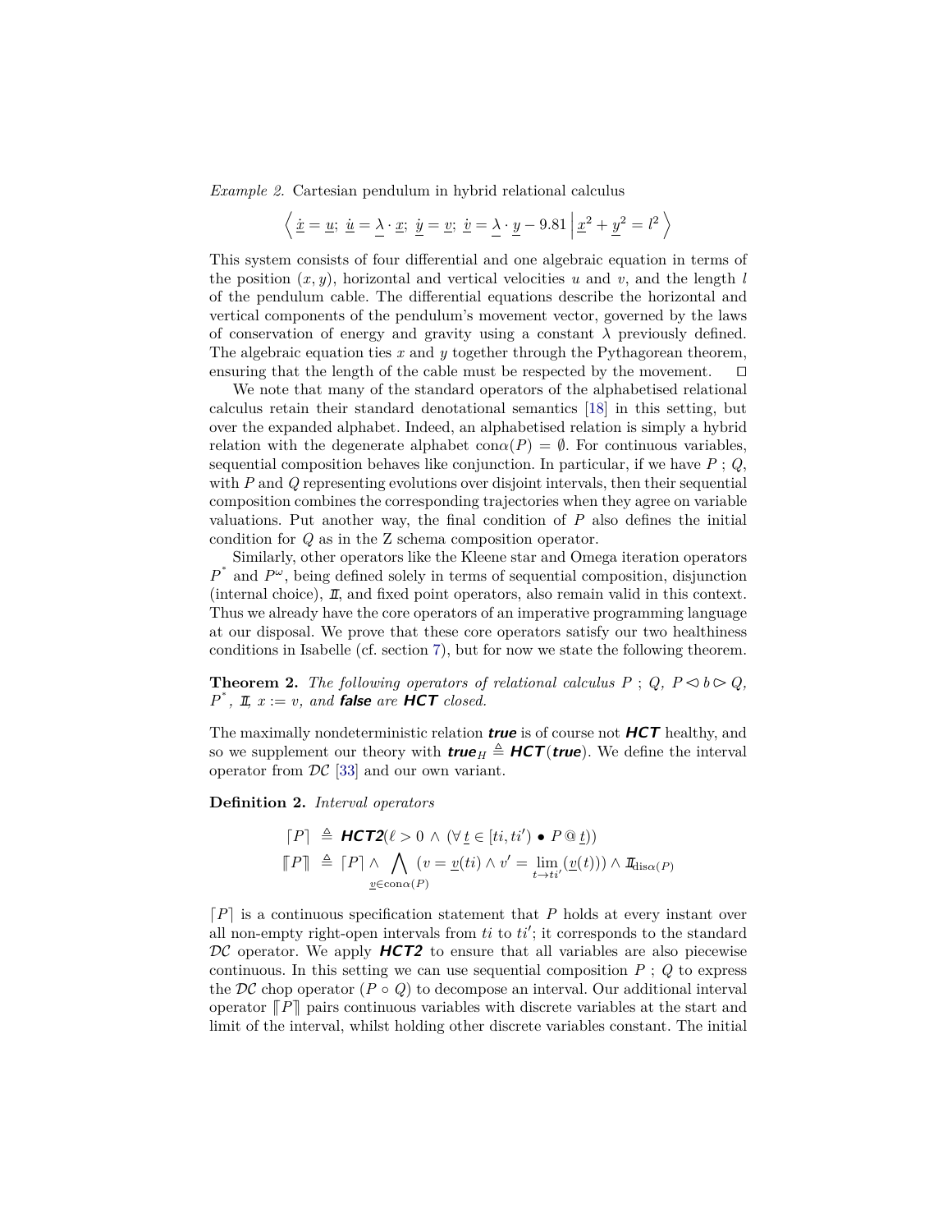*Example 2.* Cartesian pendulum in hybrid relational calculus

$$\left\langle\, \underline{\dot{x}} = \underline{u};\ \underline{\dot{u}} = \underline{\lambda} \cdot \underline{x};\ \underline{\dot{y}} = \underline{v};\ \underline{\dot{v}} = \underline{\lambda} \cdot \underline{y} - 9.81 \,\middle|\, \underline{x}^2 + \underline{y}^2 = l^2 \,\right\rangle$$

This system consists of four differential and one algebraic equation in terms of the position $(x, y)$, horizontal and vertical velocities $u$ and $v$, and the length $l$ of the pendulum cable. The differential equations describe the horizontal and vertical components of the pendulum's movement vector, governed by the laws of conservation of energy and gravity using a constant $\lambda$ previously defined. The algebraic equation ties $x$ and $y$ together through the Pythagorean theorem, ensuring that the length of the cable must be respected by the movement. □

We note that many of the standard operators of the alphabetised relational calculus retain their standard denotational semantics [18] in this setting, but over the expanded alphabet. Indeed, an alphabetised relation is simply a hybrid relation with the degenerate alphabet $\mathrm{con}\alpha(P) = \emptyset$. For continuous variables, sequential composition behaves like conjunction. In particular, if we have $P \,;\, Q$, with $P$ and $Q$ representing evolutions over disjoint intervals, then their sequential composition combines the corresponding trajectories when they agree on variable valuations. Put another way, the final condition of $P$ also defines the initial condition for $Q$ as in the Z schema composition operator.

Similarly, other operators like the Kleene star and Omega iteration operators $P^*$ and $P^\omega$, being defined solely in terms of sequential composition, disjunction (internal choice), $\mathit{I\!I}$, and fixed point operators, also remain valid in this context. Thus we already have the core operators of an imperative programming language at our disposal. We prove that these core operators satisfy our two healthiness conditions in Isabelle (cf. section 7), but for now we state the following theorem.

**Theorem 2.** *The following operators of relational calculus $P \,;\, Q$, $P \lhd b \rhd Q$, $P^*$, $\mathit{I\!I}$, $x := v$, and **false** are **HCT** closed.*

The maximally nondeterministic relation ***true*** is of course not ***HCT*** healthy, and so we supplement our theory with $\textbf{\textit{true}}_H \triangleq \textbf{\textit{HCT}}(\textbf{\textit{true}})$. We define the interval operator from $\mathcal{DC}$ [33] and our own variant.

**Definition 2.** *Interval operators*

$$\lceil P \rceil \;\triangleq\; \textbf{\textit{HCT2}}(\ell > 0 \,\wedge\, (\forall\, \underline{t} \in [ti, ti') \bullet P \,@\, \underline{t}))$$

$$[\![ P ]\!] \;\triangleq\; \lceil P \rceil \wedge \bigwedge_{\underline{v} \in \mathrm{con}\alpha(P)} (v = \underline{v}(ti) \wedge v' = \lim_{t \to ti'} (\underline{v}(t))) \wedge \mathit{I\!I}_{\mathrm{dis}\alpha(P)}$$

$\lceil P \rceil$ is a continuous specification statement that $P$ holds at every instant over all non-empty right-open intervals from $ti$ to $ti'$; it corresponds to the standard $\mathcal{DC}$ operator. We apply ***HCT2*** to ensure that all variables are also piecewise continuous. In this setting we can use sequential composition $P \,;\, Q$ to express the $\mathcal{DC}$ chop operator $(P \circ Q)$ to decompose an interval. Our additional interval operator $[\![ P ]\!]$ pairs continuous variables with discrete variables at the start and limit of the interval, whilst holding other discrete variables constant. The initial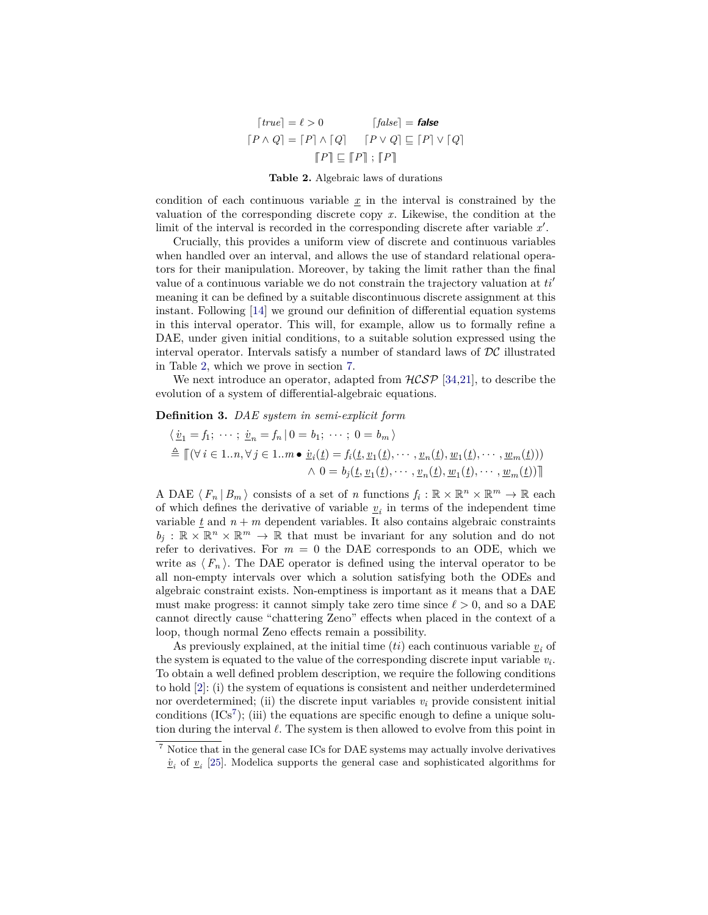$$\lceil true \rceil = \ell > 0 \qquad \lceil false \rceil = \textit{\textbf{false}}$$

$$\lceil P \wedge Q \rceil = \lceil P \rceil \wedge \lceil Q \rceil \qquad \lceil P \vee Q \rceil \sqsubseteq \lceil P \rceil \vee \lceil Q \rceil$$

$$\llbracket P \rrbracket \sqsubseteq \llbracket P \rrbracket \,;\, \llbracket P \rrbracket$$

**Table 2.** Algebraic laws of durations

condition of each continuous variable $\underline{x}$ in the interval is constrained by the valuation of the corresponding discrete copy $x$. Likewise, the condition at the limit of the interval is recorded in the corresponding discrete after variable $x'$.

Crucially, this provides a uniform view of discrete and continuous variables when handled over an interval, and allows the use of standard relational operators for their manipulation. Moreover, by taking the limit rather than the final value of a continuous variable we do not constrain the trajectory valuation at $ti'$ meaning it can be defined by a suitable discontinuous discrete assignment at this instant. Following [14] we ground our definition of differential equation systems in this interval operator. This will, for example, allow us to formally refine a DAE, under given initial conditions, to a suitable solution expressed using the interval operator. Intervals satisfy a number of standard laws of $\mathcal{DC}$ illustrated in Table 2, which we prove in section 7.

We next introduce an operator, adapted from $\mathcal{HCSP}$ [34,21], to describe the evolution of a system of differential-algebraic equations.

**Definition 3.** *DAE system in semi-explicit form*

$$\begin{aligned}
&\langle\, \underline{\dot{v}}_1 = f_1;\ \cdots;\ \underline{\dot{v}}_n = f_n \,|\, 0 = b_1;\ \cdots;\ 0 = b_m \,\rangle \\
&\triangleq \llbracket (\forall\, i \in 1..n, \forall\, j \in 1..m \bullet \underline{\dot{v}}_i(\underline{t}) = f_i(\underline{t}, \underline{v}_1(\underline{t}), \cdots, \underline{v}_n(\underline{t}), \underline{w}_1(\underline{t}), \cdots, \underline{w}_m(\underline{t}))) \\
&\qquad\qquad\qquad\qquad \wedge\ 0 = b_j(\underline{t}, \underline{v}_1(\underline{t}), \cdots, \underline{v}_n(\underline{t}), \underline{w}_1(\underline{t}), \cdots, \underline{w}_m(\underline{t}))\rrbracket
\end{aligned}$$

A DAE $\langle\, F_n \,|\, B_m \,\rangle$ consists of a set of $n$ functions $f_i : \mathbb{R} \times \mathbb{R}^n \times \mathbb{R}^m \to \mathbb{R}$ each of which defines the derivative of variable $\underline{v}_i$ in terms of the independent time variable $\underline{t}$ and $n + m$ dependent variables. It also contains algebraic constraints $b_j : \mathbb{R} \times \mathbb{R}^n \times \mathbb{R}^m \to \mathbb{R}$ that must be invariant for any solution and do not refer to derivatives. For $m = 0$ the DAE corresponds to an ODE, which we write as $\langle\, F_n \,\rangle$. The DAE operator is defined using the interval operator to be all non-empty intervals over which a solution satisfying both the ODEs and algebraic constraint exists. Non-emptiness is important as it means that a DAE must make progress: it cannot simply take zero time since $\ell > 0$, and so a DAE cannot directly cause "chattering Zeno" effects when placed in the context of a loop, though normal Zeno effects remain a possibility.

As previously explained, at the initial time ($ti$) each continuous variable $\underline{v}_i$ of the system is equated to the value of the corresponding discrete input variable $v_i$. To obtain a well defined problem description, we require the following conditions to hold [2]: (i) the system of equations is consistent and neither underdetermined nor overdetermined; (ii) the discrete input variables $v_i$ provide consistent initial conditions (ICs[7]); (iii) the equations are specific enough to define a unique solution during the interval $\ell$. The system is then allowed to evolve from this point in

[7] Notice that in the general case ICs for DAE systems may actually involve derivatives $\underline{\dot{v}}_i$ of $\underline{v}_i$ [25]. Modelica supports the general case and sophisticated algorithms for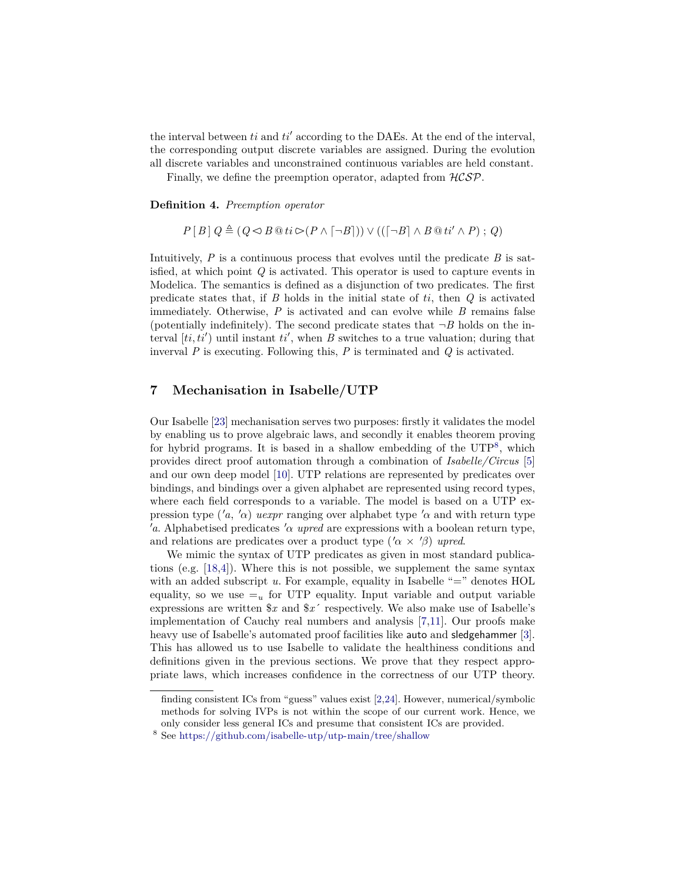the interval between $ti$ and $ti'$ according to the DAEs. At the end of the interval, the corresponding output discrete variables are assigned. During the evolution all discrete variables and unconstrained continuous variables are held constant.

Finally, we define the preemption operator, adapted from $\mathcal{HCSP}$.

**Definition 4.** *Preemption operator*

$$P\,[\,B\,]\,Q \triangleq (Q \lhd B \mathbin{@} ti \rhd (P \wedge \lceil \neg B \rceil)) \vee ((\lceil \neg B \rceil \wedge B \mathbin{@} ti' \wedge P) \,;\, Q)$$

Intuitively, $P$ is a continuous process that evolves until the predicate $B$ is satisfied, at which point $Q$ is activated. This operator is used to capture events in Modelica. The semantics is defined as a disjunction of two predicates. The first predicate states that, if $B$ holds in the initial state of $ti$, then $Q$ is activated immediately. Otherwise, $P$ is activated and can evolve while $B$ remains false (potentially indefinitely). The second predicate states that $\neg B$ holds on the interval $[ti, ti')$ until instant $ti'$, when $B$ switches to a true valuation; during that inverval $P$ is executing. Following this, $P$ is terminated and $Q$ is activated.

## 7 Mechanisation in Isabelle/UTP

Our Isabelle [23] mechanisation serves two purposes: firstly it validates the model by enabling us to prove algebraic laws, and secondly it enables theorem proving for hybrid programs. It is based in a shallow embedding of the UTP[8], which provides direct proof automation through a combination of *Isabelle/Circus* [5] and our own deep model [10]. UTP relations are represented by predicates over bindings, and bindings over a given alphabet are represented using record types, where each field corresponds to a variable. The model is based on a UTP expression type $('a,\ '\alpha)$ *uexpr* ranging over alphabet type $'\alpha$ and with return type $'a$. Alphabetised predicates $'\alpha$ *upred* are expressions with a boolean return type, and relations are predicates over a product type $('\alpha \times '\beta)$ *upred*.

We mimic the syntax of UTP predicates as given in most standard publications (e.g. [18,4]). Where this is not possible, we supplement the same syntax with an added subscript $u$. For example, equality in Isabelle "=" denotes HOL equality, so we use $=_u$ for UTP equality. Input variable and output variable expressions are written $\$x$ and $\$x\acute{}$ respectively. We also make use of Isabelle's implementation of Cauchy real numbers and analysis [7,11]. Our proofs make heavy use of Isabelle's automated proof facilities like auto and sledgehammer [3]. This has allowed us to use Isabelle to validate the healthiness conditions and definitions given in the previous sections. We prove that they respect appropriate laws, which increases confidence in the correctness of our UTP theory.

---

finding consistent ICs from "guess" values exist [2,24]. However, numerical/symbolic methods for solving IVPs is not within the scope of our current work. Hence, we only consider less general ICs and presume that consistent ICs are provided.

[8] See https://github.com/isabelle-utp/utp-main/tree/shallow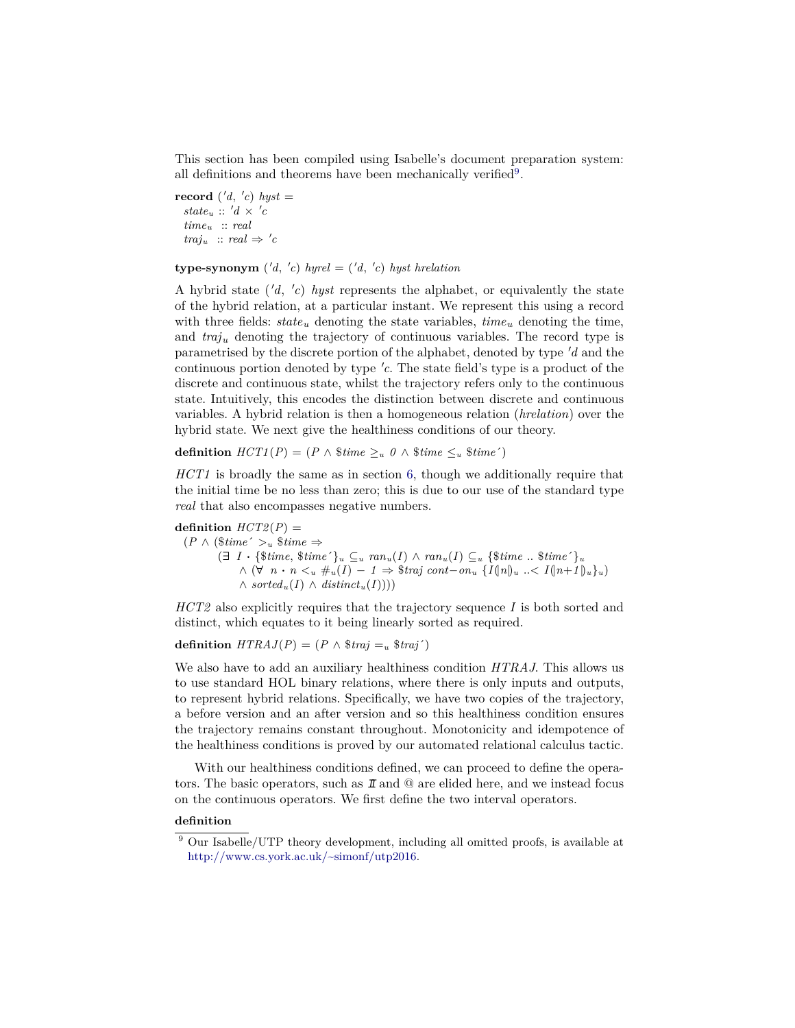This section has been compiled using Isabelle's document preparation system: all definitions and theorems have been mechanically verified[9].

**record** $('d,\ 'c)\ hyst =$
  $state_u :: 'd \times 'c$
  $time_u :: real$
  $traj_u :: real \Rightarrow 'c$

**type-synonym** $('d,\ 'c)\ hyrel = ('d,\ 'c)\ hyst\ hrelation$

A hybrid state $('d,\ 'c)\ hyst$ represents the alphabet, or equivalently the state of the hybrid relation, at a particular instant. We represent this using a record with three fields: $state_u$ denoting the state variables, $time_u$ denoting the time, and $traj_u$ denoting the trajectory of continuous variables. The record type is parametrised by the discrete portion of the alphabet, denoted by type $'d$ and the continuous portion denoted by type $'c$. The state field's type is a product of the discrete and continuous state, whilst the trajectory refers only to the continuous state. Intuitively, this encodes the distinction between discrete and continuous variables. A hybrid relation is then a homogeneous relation (*hrelation*) over the hybrid state. We next give the healthiness conditions of our theory.

**definition** $HCT1(P) = (P \wedge \$time \geq_u 0 \wedge \$time \leq_u \$time')$

*HCT1* is broadly the same as in section 6, though we additionally require that the initial time be no less than zero; this is due to our use of the standard type *real* that also encompasses negative numbers.

**definition** $HCT2(P) =$
$(P \wedge (\$time' >_u \$time \Rightarrow$
$(\exists\ I \cdot \{\$time,\ \$time'\}_u \subseteq_u ran_u(I) \wedge ran_u(I) \subseteq_u \{\$time\ ..\ \$time'\}_u$
$\wedge (\forall\ n \cdot n <_u \#_u(I) - 1 \Rightarrow \$traj\ cont{-}on_u\ \{I(\!|n|\!)_u\ ..{<}\ I(\!|n{+}1|\!)_u\}_u)$
$\wedge\ sorted_u(I) \wedge distinct_u(I))))$

*HCT2* also explicitly requires that the trajectory sequence $I$ is both sorted and distinct, which equates to it being linearly sorted as required.

**definition** $HTRAJ(P) = (P \wedge \$traj =_u \$traj')$

We also have to add an auxiliary healthiness condition *HTRAJ*. This allows us to use standard HOL binary relations, where there is only inputs and outputs, to represent hybrid relations. Specifically, we have two copies of the trajectory, a before version and an after version and so this healthiness condition ensures the trajectory remains constant throughout. Monotonicity and idempotence of the healthiness conditions is proved by our automated relational calculus tactic.

With our healthiness conditions defined, we can proceed to define the operators. The basic operators, such as $I\!I$ and @ are elided here, and we instead focus on the continuous operators. We first define the two interval operators.

**definition**

[9] Our Isabelle/UTP theory development, including all omitted proofs, is available at http://www.cs.york.ac.uk/~simonf/utp2016.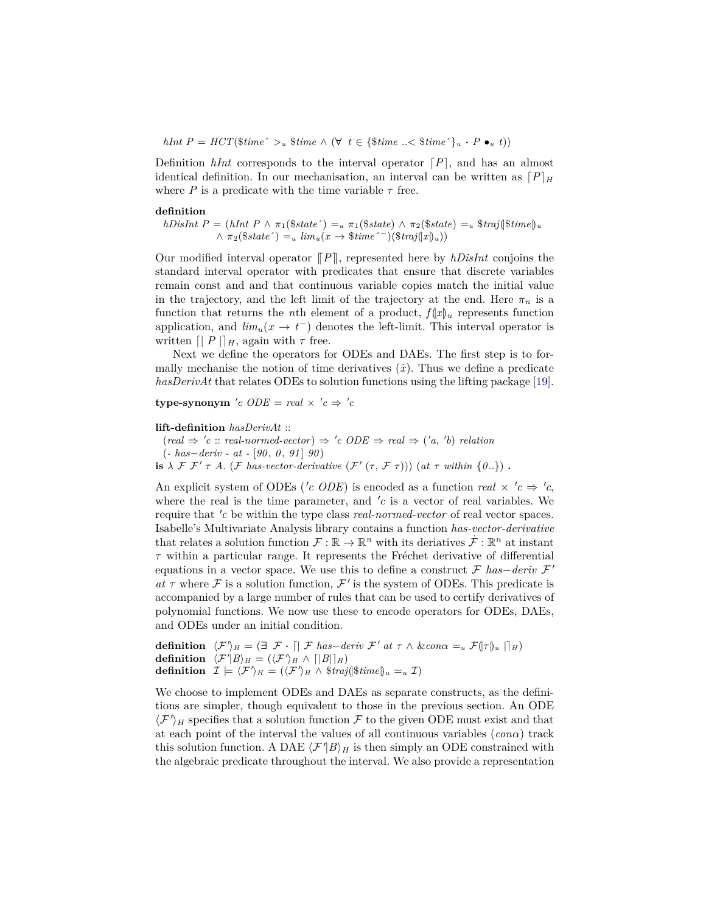$hInt\ P = HCT(\$time\' >_u \$time \wedge (\forall\ t \in \{\$time\ ..< \$time\'\}_u \cdot P \bullet_u t))$

Definition *hInt* corresponds to the interval operator $\lceil P \rceil$, and has an almost identical definition. In our mechanisation, an interval can be written as $\lceil P \rceil_H$ where $P$ is a predicate with the time variable $\tau$ free.

**definition**
$hDisInt\ P = (hInt\ P \wedge \pi_1(\$state\') =_u \pi_1(\$state) \wedge \pi_2(\$state) =_u \$traj(\!|\$time|\!)_u$
$\quad \wedge\ \pi_2(\$state\') =_u lim_u(x \to \$time\'^-)(\$traj(\!|x|\!)_u))$

Our modified interval operator $\llbracket P \rrbracket$, represented here by *hDisInt* conjoins the standard interval operator with predicates that ensure that discrete variables remain const and and that continuous variable copies match the initial value in the trajectory, and the left limit of the trajectory at the end. Here $\pi_n$ is a function that returns the $n$th element of a product, $f(\!|x|\!)_u$ represents function application, and $lim_u(x \to t^-)$ denotes the left-limit. This interval operator is written $\lceil|\ P\ |\rceil_H$, again with $\tau$ free.

Next we define the operators for ODEs and DAEs. The first step is to formally mechanise the notion of time derivatives ($\dot{x}$). Thus we define a predicate *hasDerivAt* that relates ODEs to solution functions using the lifting package [19].

**type-synonym** $'c\ ODE = real \times\ 'c \Rightarrow\ 'c$

**lift-definition** *hasDerivAt* ::
$(real \Rightarrow\ 'c :: real\text{-}normed\text{-}vector) \Rightarrow\ 'c\ ODE \Rightarrow real \Rightarrow ('a,\ 'b)\ relation$
$(\text{-}\ has{-}deriv\ \text{-}\ at\ \text{-}\ [90,\ 0,\ 91]\ 90)$
**is** $\lambda\ \mathcal{F}\ \mathcal{F}'\ \tau\ A.\ (\mathcal{F}\ has\text{-}vector\text{-}derivative\ (\mathcal{F}'\ (\tau,\ \mathcal{F}\ \tau)))\ (at\ \tau\ within\ \{0..\})$ **.**

An explicit system of ODEs ($'c\ ODE$) is encoded as a function $real \times\ 'c \Rightarrow\ 'c$, where the real is the time parameter, and $'c$ is a vector of real variables. We require that $'c$ be within the type class *real-normed-vector* of real vector spaces. Isabelle's Multivariate Analysis library contains a function *has-vector-derivative* that relates a solution function $\mathcal{F} : \mathbb{R} \to \mathbb{R}^n$ with its deriaties $\dot{\mathcal{F}} : \mathbb{R}^n$ at instant $\tau$ within a particular range. It represents the Fréchet derivative of differential equations in a vector space. We use this to define a construct $\mathcal{F}\ has{-}deriv\ \mathcal{F}'\ at\ \tau$ where $\mathcal{F}$ is a solution function, $\mathcal{F}'$ is the system of ODEs. This predicate is accompanied by a large number of rules that can be used to certify derivatives of polynomial functions. We now use these to encode operators for ODEs, DAEs, and ODEs under an initial condition.

**definition** $\langle \mathcal{F}' \rangle_H = (\exists\ \mathcal{F} \cdot \lceil|\ \mathcal{F}\ has{-}deriv\ \mathcal{F}'\ at\ \tau \wedge \&con\alpha =_u \mathcal{F}(\!|\tau|\!)_u\ |\rceil_H)$
**definition** $\langle \mathcal{F}' | B \rangle_H = (\langle \mathcal{F}' \rangle_H \wedge \lceil|B|\rceil_H)$
**definition** $\mathcal{I} \models \langle \mathcal{F}' \rangle_H = (\langle \mathcal{F}' \rangle_H \wedge \$traj(\!|\$time|\!)_u =_u \mathcal{I})$

We choose to implement ODEs and DAEs as separate constructs, as the definitions are simpler, though equivalent to those in the previous section. An ODE $\langle \mathcal{F}' \rangle_H$ specifies that a solution function $\mathcal{F}$ to the given ODE must exist and that at each point of the interval the values of all continuous variables ($con\alpha$) track this solution function. A DAE $\langle \mathcal{F}' | B \rangle_H$ is then simply an ODE constrained with the algebraic predicate throughout the interval. We also provide a representation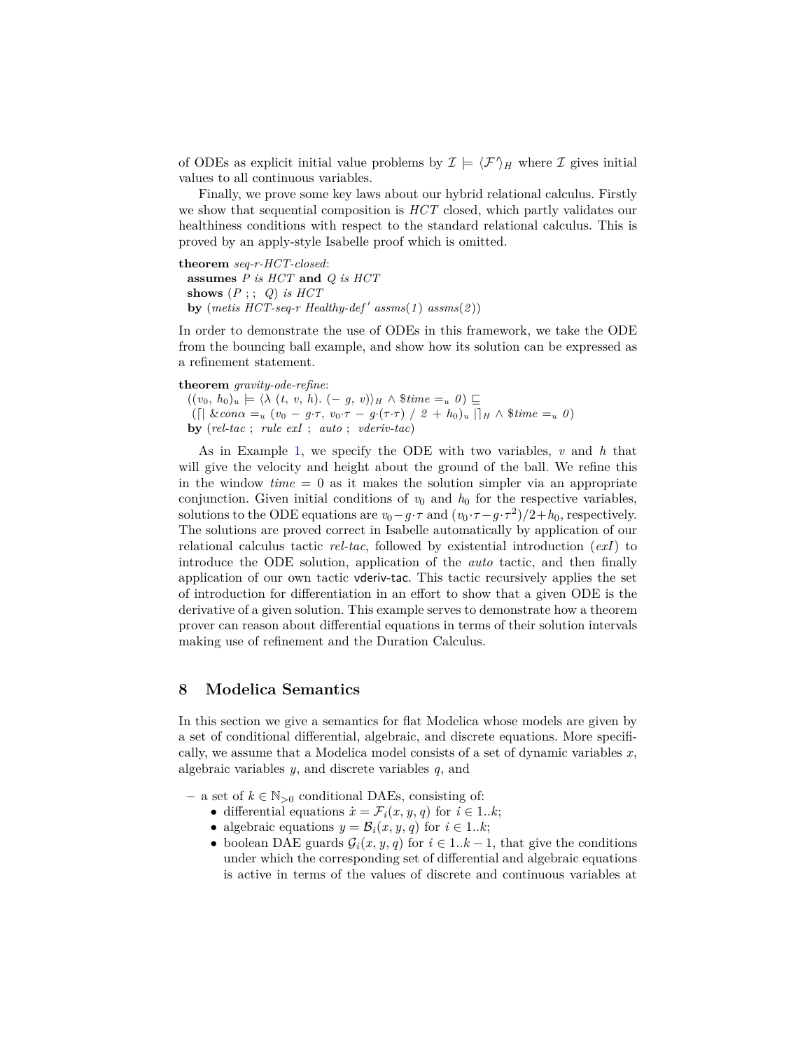of ODEs as explicit initial value problems by $\mathcal{I} \models \langle \mathcal{F}' \rangle_H$ where $\mathcal{I}$ gives initial values to all continuous variables.

Finally, we prove some key laws about our hybrid relational calculus. Firstly we show that sequential composition is *HCT* closed, which partly validates our healthiness conditions with respect to the standard relational calculus. This is proved by an apply-style Isabelle proof which is omitted.

**theorem** *seq-r-HCT-closed*:
  **assumes** *P is HCT* **and** *Q is HCT*
  **shows** $(P\ ;;\ Q)$ *is HCT*
  **by** (*metis HCT-seq-r Healthy-def′ assms*(*1*) *assms*(*2*))

In order to demonstrate the use of ODEs in this framework, we take the ODE from the bouncing ball example, and show how its solution can be expressed as a refinement statement.

**theorem** *gravity-ode-refine*:
  $((v_0,\ h_0)_u \models \langle \lambda\ (t,\ v,\ h).\ (-\ g,\ v) \rangle_H \wedge \$time =_u 0) \sqsubseteq$
  $(\lceil|\ \&con\alpha =_u (v_0 - g{\cdot}\tau,\ v_0{\cdot}\tau - g{\cdot}(\tau{\cdot}\tau)\ /\ 2 + h_0)_u\ |\rceil_H \wedge \$time =_u 0)$
  **by** (*rel-tac* ; *rule exI* ; *auto* ; *vderiv-tac*)

As in Example 1, we specify the ODE with two variables, $v$ and $h$ that will give the velocity and height about the ground of the ball. We refine this in the window $time = 0$ as it makes the solution simpler via an appropriate conjunction. Given initial conditions of $v_0$ and $h_0$ for the respective variables, solutions to the ODE equations are $v_0 - g{\cdot}\tau$ and $(v_0{\cdot}\tau - g{\cdot}\tau^2)/2 + h_0$, respectively. The solutions are proved correct in Isabelle automatically by application of our relational calculus tactic *rel-tac*, followed by existential introduction (*exI*) to introduce the ODE solution, application of the *auto* tactic, and then finally application of our own tactic vderiv-tac. This tactic recursively applies the set of introduction for differentiation in an effort to show that a given ODE is the derivative of a given solution. This example serves to demonstrate how a theorem prover can reason about differential equations in terms of their solution intervals making use of refinement and the Duration Calculus.

## 8 Modelica Semantics

In this section we give a semantics for flat Modelica whose models are given by a set of conditional differential, algebraic, and discrete equations. More specifically, we assume that a Modelica model consists of a set of dynamic variables $x$, algebraic variables $y$, and discrete variables $q$, and

- a set of $k \in \mathbb{N}_{>0}$ conditional DAEs, consisting of:
  - differential equations $\dot{x} = \mathcal{F}_i(x, y, q)$ for $i \in 1..k$;
  - algebraic equations $y = \mathcal{B}_i(x, y, q)$ for $i \in 1..k$;
  - boolean DAE guards $\mathcal{G}_i(x, y, q)$ for $i \in 1..k-1$, that give the conditions under which the corresponding set of differential and algebraic equations is active in terms of the values of discrete and continuous variables at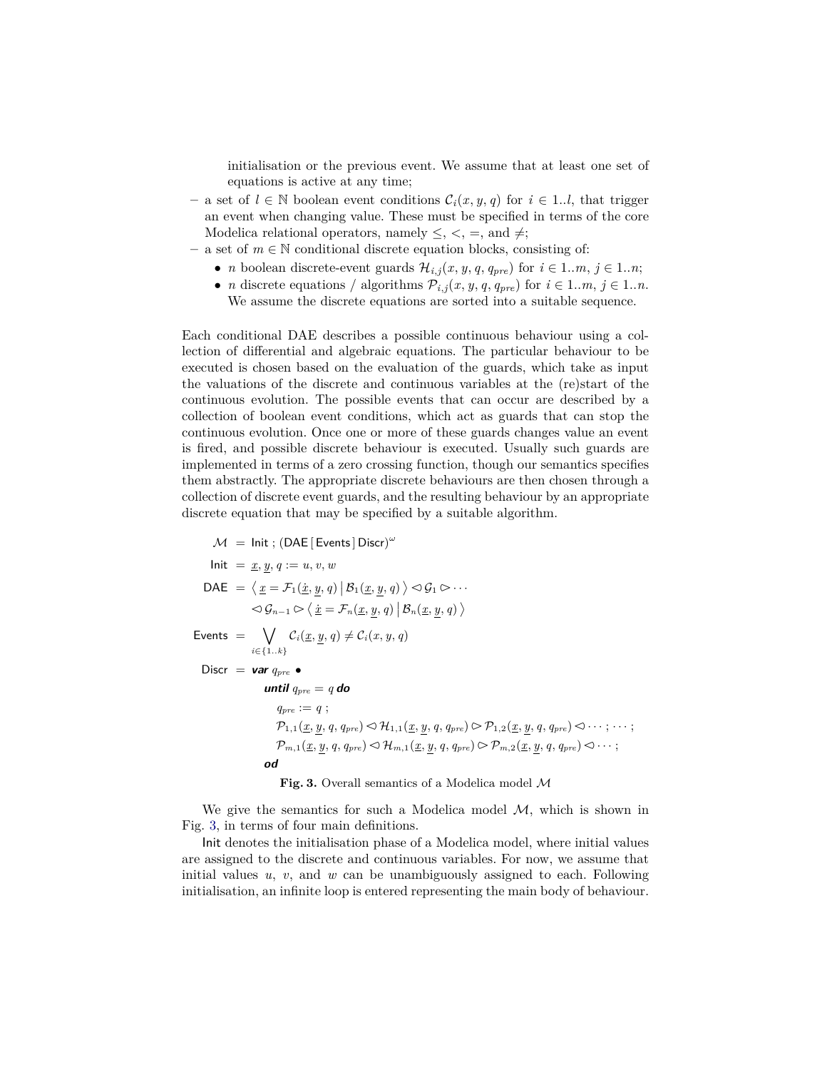initialisation or the previous event. We assume that at least one set of equations is active at any time;

- a set of $l \in \mathbb{N}$ boolean event conditions $\mathcal{C}_i(x, y, q)$ for $i \in 1..l$, that trigger an event when changing value. These must be specified in terms of the core Modelica relational operators, namely $\leq$, $<$, $=$, and $\neq$;
- a set of $m \in \mathbb{N}$ conditional discrete equation blocks, consisting of:
  - $n$ boolean discrete-event guards $\mathcal{H}_{i,j}(x, y, q, q_{pre})$ for $i \in 1..m$, $j \in 1..n$;
  - $n$ discrete equations / algorithms $\mathcal{P}_{i,j}(x, y, q, q_{pre})$ for $i \in 1..m$, $j \in 1..n$. We assume the discrete equations are sorted into a suitable sequence.

Each conditional DAE describes a possible continuous behaviour using a collection of differential and algebraic equations. The particular behaviour to be executed is chosen based on the evaluation of the guards, which take as input the valuations of the discrete and continuous variables at the (re)start of the continuous evolution. The possible events that can occur are described by a collection of boolean event conditions, which act as guards that can stop the continuous evolution. Once one or more of these guards changes value an event is fired, and possible discrete behaviour is executed. Usually such guards are implemented in terms of a zero crossing function, though our semantics specifies them abstractly. The appropriate discrete behaviours are then chosen through a collection of discrete event guards, and the resulting behaviour by an appropriate discrete equation that may be specified by a suitable algorithm.

$$
\begin{aligned}
\mathcal{M} \;&=\; \mathsf{Init} \,;\, (\mathsf{DAE}\,[\,\mathsf{Events}\,]\,\mathsf{Discr})^{\omega} \\
\mathsf{Init} \;&=\; \underline{x}, \underline{y}, q := u, v, w \\
\mathsf{DAE} \;&=\; \left\langle\, \underline{x} = \mathcal{F}_1(\underline{\dot{x}}, \underline{y}, q) \,\middle|\, \mathcal{B}_1(\underline{x}, \underline{y}, q) \,\right\rangle \lhd \mathcal{G}_1 \rhd \cdots \\
&\qquad \lhd \mathcal{G}_{n-1} \rhd \left\langle\, \underline{\dot{x}} = \mathcal{F}_n(\underline{x}, \underline{y}, q) \,\middle|\, \mathcal{B}_n(\underline{x}, \underline{y}, q) \,\right\rangle \\
\mathsf{Events} \;&=\; \bigvee_{i \in \{1..k\}} \mathcal{C}_i(\underline{x}, \underline{y}, q) \neq \mathcal{C}_i(x, y, q) \\
\mathsf{Discr} \;&=\; \textbf{\textit{var}}\; q_{pre} \bullet \\
&\qquad \textbf{\textit{until}}\; q_{pre} = q \;\textbf{\textit{do}} \\
&\qquad\quad q_{pre} := q \,; \\
&\qquad\quad \mathcal{P}_{1,1}(\underline{x}, \underline{y}, q, q_{pre}) \lhd \mathcal{H}_{1,1}(\underline{x}, \underline{y}, q, q_{pre}) \rhd \mathcal{P}_{1,2}(\underline{x}, \underline{y}, q, q_{pre}) \lhd \cdots \,;\, \cdots \,; \\
&\qquad\quad \mathcal{P}_{m,1}(\underline{x}, \underline{y}, q, q_{pre}) \lhd \mathcal{H}_{m,1}(\underline{x}, \underline{y}, q, q_{pre}) \rhd \mathcal{P}_{m,2}(\underline{x}, \underline{y}, q, q_{pre}) \lhd \cdots \,; \\
&\qquad \textbf{\textit{od}}
\end{aligned}
$$

**Fig. 3.** Overall semantics of a Modelica model $\mathcal{M}$

We give the semantics for such a Modelica model $\mathcal{M}$, which is shown in Fig. 3, in terms of four main definitions.

Init denotes the initialisation phase of a Modelica model, where initial values are assigned to the discrete and continuous variables. For now, we assume that initial values $u$, $v$, and $w$ can be unambiguously assigned to each. Following initialisation, an infinite loop is entered representing the main body of behaviour.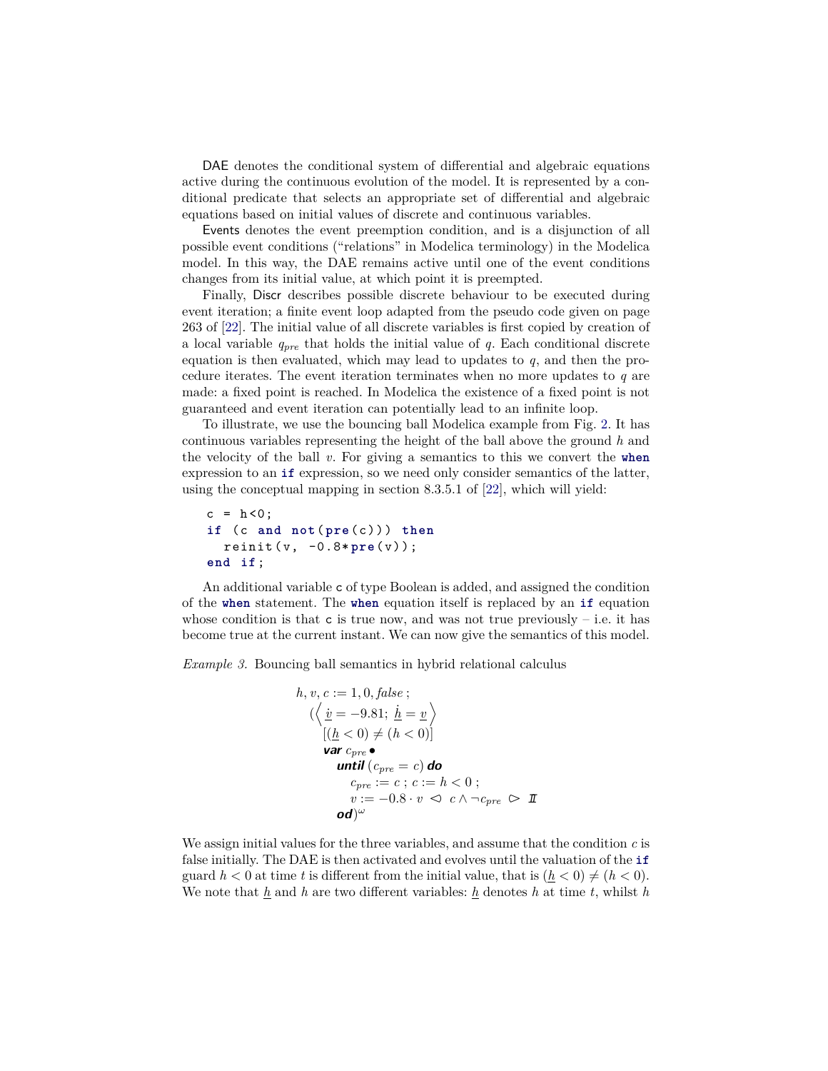DAE denotes the conditional system of differential and algebraic equations active during the continuous evolution of the model. It is represented by a conditional predicate that selects an appropriate set of differential and algebraic equations based on initial values of discrete and continuous variables.

Events denotes the event preemption condition, and is a disjunction of all possible event conditions ("relations" in Modelica terminology) in the Modelica model. In this way, the DAE remains active until one of the event conditions changes from its initial value, at which point it is preempted.

Finally, Discr describes possible discrete behaviour to be executed during event iteration; a finite event loop adapted from the pseudo code given on page 263 of [22]. The initial value of all discrete variables is first copied by creation of a local variable $q_{pre}$ that holds the initial value of $q$. Each conditional discrete equation is then evaluated, which may lead to updates to $q$, and then the procedure iterates. The event iteration terminates when no more updates to $q$ are made: a fixed point is reached. In Modelica the existence of a fixed point is not guaranteed and event iteration can potentially lead to an infinite loop.

To illustrate, we use the bouncing ball Modelica example from Fig. 2. It has continuous variables representing the height of the ball above the ground $h$ and the velocity of the ball $v$. For giving a semantics to this we convert the **when** expression to an **if** expression, so we need only consider semantics of the latter, using the conceptual mapping in section 8.3.5.1 of [22], which will yield:

```
c = h<0;
if (c and not(pre(c))) then
  reinit(v, -0.8*pre(v));
end if;
```

An additional variable `c` of type Boolean is added, and assigned the condition of the **when** statement. The **when** equation itself is replaced by an **if** equation whose condition is that `c` is true now, and was not true previously – i.e. it has become true at the current instant. We can now give the semantics of this model.

*Example 3.* Bouncing ball semantics in hybrid relational calculus

$$
\begin{array}{l}
h, v, c := 1, 0, \mathit{false}\ ; \\
\quad (\left\langle\ \underline{\dot{v}} = -9.81;\ \underline{\dot{h}} = \underline{v}\ \right\rangle \\
\quad\quad [(\underline{h} < 0) \neq (h < 0)] \\
\quad\quad \textbf{\textit{var}}\ c_{pre} \bullet \\
\quad\quad\quad \textbf{\textit{until}}\ (c_{pre} = c)\ \textbf{\textit{do}} \\
\quad\quad\quad\quad c_{pre} := c\ ;\ c := h < 0\ ; \\
\quad\quad\quad\quad v := -0.8 \cdot v\ \triangleleft\ c \land \neg c_{pre}\ \triangleright\ \mathit{II} \\
\quad\quad\quad \textbf{\textit{od}})^{\omega}
\end{array}
$$

We assign initial values for the three variables, and assume that the condition $c$ is false initially. The DAE is then activated and evolves until the valuation of the **if** guard $h < 0$ at time $t$ is different from the initial value, that is $(\underline{h} < 0) \neq (h < 0)$. We note that $\underline{h}$ and $h$ are two different variables: $\underline{h}$ denotes $h$ at time $t$, whilst $h$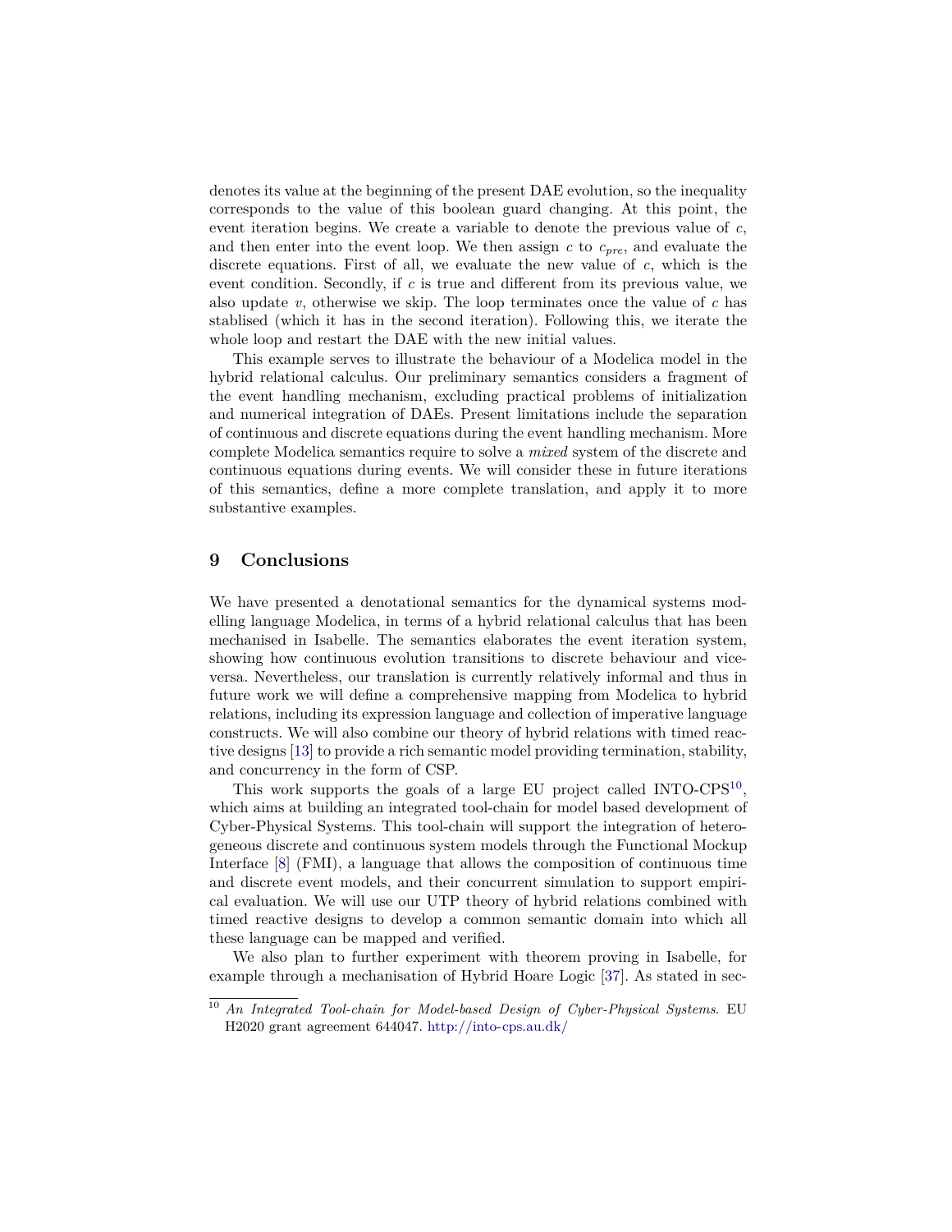denotes its value at the beginning of the present DAE evolution, so the inequality corresponds to the value of this boolean guard changing. At this point, the event iteration begins. We create a variable to denote the previous value of $c$, and then enter into the event loop. We then assign $c$ to $c_{pre}$, and evaluate the discrete equations. First of all, we evaluate the new value of $c$, which is the event condition. Secondly, if $c$ is true and different from its previous value, we also update $v$, otherwise we skip. The loop terminates once the value of $c$ has stablised (which it has in the second iteration). Following this, we iterate the whole loop and restart the DAE with the new initial values.

This example serves to illustrate the behaviour of a Modelica model in the hybrid relational calculus. Our preliminary semantics considers a fragment of the event handling mechanism, excluding practical problems of initialization and numerical integration of DAEs. Present limitations include the separation of continuous and discrete equations during the event handling mechanism. More complete Modelica semantics require to solve a *mixed* system of the discrete and continuous equations during events. We will consider these in future iterations of this semantics, define a more complete translation, and apply it to more substantive examples.

## 9 Conclusions

We have presented a denotational semantics for the dynamical systems modelling language Modelica, in terms of a hybrid relational calculus that has been mechanised in Isabelle. The semantics elaborates the event iteration system, showing how continuous evolution transitions to discrete behaviour and vice-versa. Nevertheless, our translation is currently relatively informal and thus in future work we will define a comprehensive mapping from Modelica to hybrid relations, including its expression language and collection of imperative language constructs. We will also combine our theory of hybrid relations with timed reactive designs [13] to provide a rich semantic model providing termination, stability, and concurrency in the form of CSP.

This work supports the goals of a large EU project called INTO-CPS[10], which aims at building an integrated tool-chain for model based development of Cyber-Physical Systems. This tool-chain will support the integration of heterogeneous discrete and continuous system models through the Functional Mockup Interface [8] (FMI), a language that allows the composition of continuous time and discrete event models, and their concurrent simulation to support empirical evaluation. We will use our UTP theory of hybrid relations combined with timed reactive designs to develop a common semantic domain into which all these language can be mapped and verified.

We also plan to further experiment with theorem proving in Isabelle, for example through a mechanisation of Hybrid Hoare Logic [37]. As stated in sec-

[10] *An Integrated Tool-chain for Model-based Design of Cyber-Physical Systems*. EU H2020 grant agreement 644047. http://into-cps.au.dk/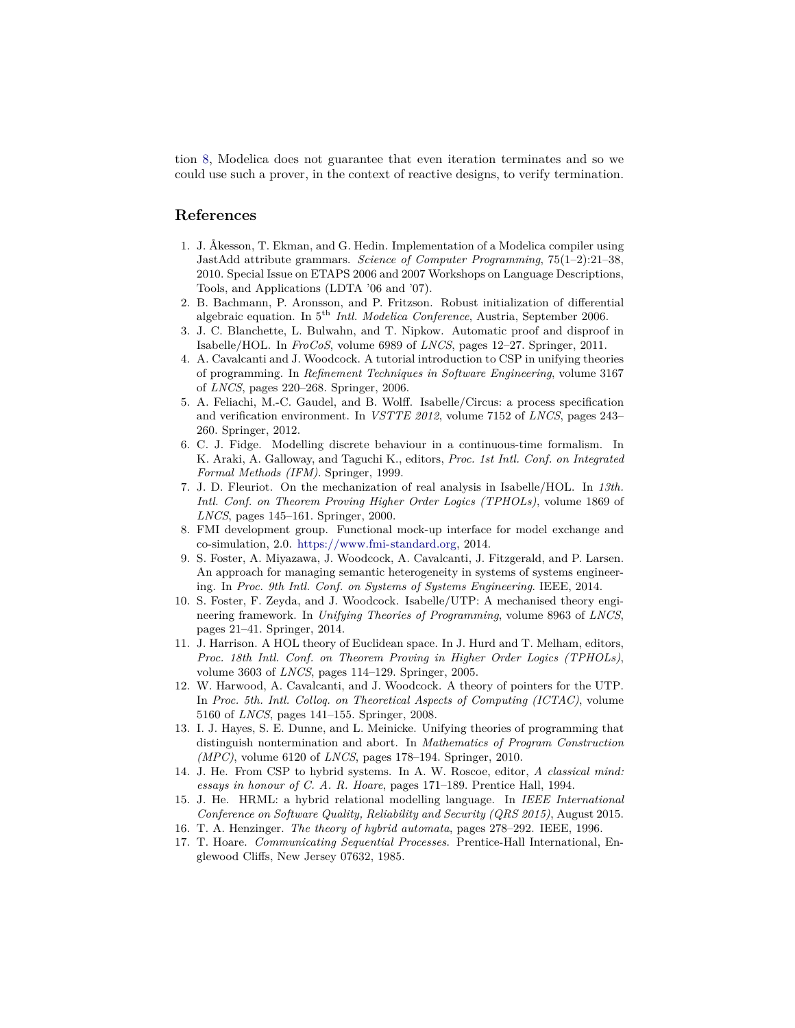tion 8, Modelica does not guarantee that even iteration terminates and so we could use such a prover, in the context of reactive designs, to verify termination.

## References

1. J. Åkesson, T. Ekman, and G. Hedin. Implementation of a Modelica compiler using JastAdd attribute grammars. *Science of Computer Programming*, 75(1–2):21–38, 2010. Special Issue on ETAPS 2006 and 2007 Workshops on Language Descriptions, Tools, and Applications (LDTA '06 and '07).
2. B. Bachmann, P. Aronsson, and P. Fritzson. Robust initialization of differential algebraic equation. In 5th *Intl. Modelica Conference*, Austria, September 2006.
3. J. C. Blanchette, L. Bulwahn, and T. Nipkow. Automatic proof and disproof in Isabelle/HOL. In *FroCoS*, volume 6989 of *LNCS*, pages 12–27. Springer, 2011.
4. A. Cavalcanti and J. Woodcock. A tutorial introduction to CSP in unifying theories of programming. In *Refinement Techniques in Software Engineering*, volume 3167 of *LNCS*, pages 220–268. Springer, 2006.
5. A. Feliachi, M.-C. Gaudel, and B. Wolff. Isabelle/Circus: a process specification and verification environment. In *VSTTE 2012*, volume 7152 of *LNCS*, pages 243–260. Springer, 2012.
6. C. J. Fidge. Modelling discrete behaviour in a continuous-time formalism. In K. Araki, A. Galloway, and Taguchi K., editors, *Proc. 1st Intl. Conf. on Integrated Formal Methods (IFM)*. Springer, 1999.
7. J. D. Fleuriot. On the mechanization of real analysis in Isabelle/HOL. In *13th. Intl. Conf. on Theorem Proving Higher Order Logics (TPHOLs)*, volume 1869 of *LNCS*, pages 145–161. Springer, 2000.
8. FMI development group. Functional mock-up interface for model exchange and co-simulation, 2.0. https://www.fmi-standard.org, 2014.
9. S. Foster, A. Miyazawa, J. Woodcock, A. Cavalcanti, J. Fitzgerald, and P. Larsen. An approach for managing semantic heterogeneity in systems of systems engineering. In *Proc. 9th Intl. Conf. on Systems of Systems Engineering*. IEEE, 2014.
10. S. Foster, F. Zeyda, and J. Woodcock. Isabelle/UTP: A mechanised theory engineering framework. In *Unifying Theories of Programming*, volume 8963 of *LNCS*, pages 21–41. Springer, 2014.
11. J. Harrison. A HOL theory of Euclidean space. In J. Hurd and T. Melham, editors, *Proc. 18th Intl. Conf. on Theorem Proving in Higher Order Logics (TPHOLs)*, volume 3603 of *LNCS*, pages 114–129. Springer, 2005.
12. W. Harwood, A. Cavalcanti, and J. Woodcock. A theory of pointers for the UTP. In *Proc. 5th. Intl. Colloq. on Theoretical Aspects of Computing (ICTAC)*, volume 5160 of *LNCS*, pages 141–155. Springer, 2008.
13. I. J. Hayes, S. E. Dunne, and L. Meinicke. Unifying theories of programming that distinguish nontermination and abort. In *Mathematics of Program Construction (MPC)*, volume 6120 of *LNCS*, pages 178–194. Springer, 2010.
14. J. He. From CSP to hybrid systems. In A. W. Roscoe, editor, *A classical mind: essays in honour of C. A. R. Hoare*, pages 171–189. Prentice Hall, 1994.
15. J. He. HRML: a hybrid relational modelling language. In *IEEE International Conference on Software Quality, Reliability and Security (QRS 2015)*, August 2015.
16. T. A. Henzinger. *The theory of hybrid automata*, pages 278–292. IEEE, 1996.
17. T. Hoare. *Communicating Sequential Processes*. Prentice-Hall International, Englewood Cliffs, New Jersey 07632, 1985.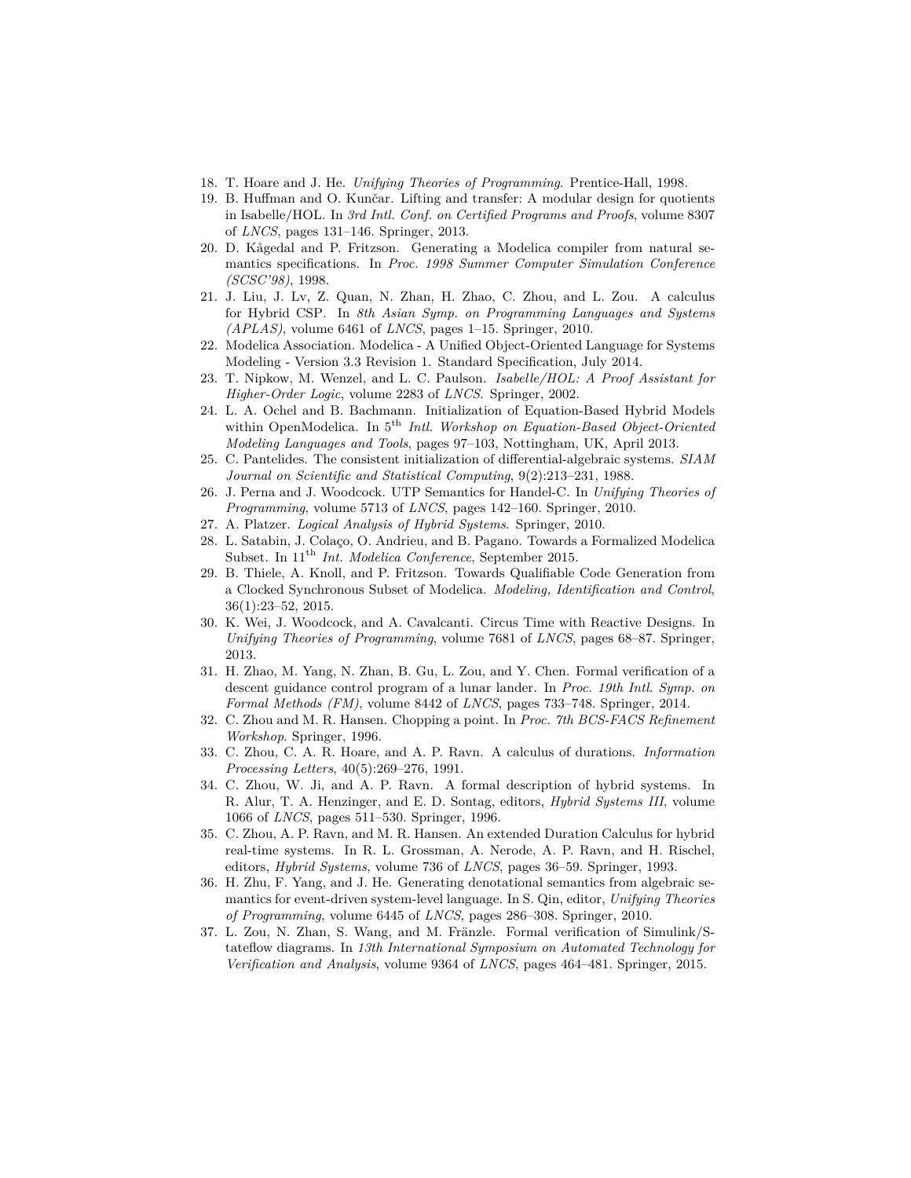18. T. Hoare and J. He. *Unifying Theories of Programming*. Prentice-Hall, 1998.
19. B. Huffman and O. Kunčar. Lifting and transfer: A modular design for quotients in Isabelle/HOL. In *3rd Intl. Conf. on Certified Programs and Proofs*, volume 8307 of *LNCS*, pages 131–146. Springer, 2013.
20. D. Kågedal and P. Fritzson. Generating a Modelica compiler from natural semantics specifications. In *Proc. 1998 Summer Computer Simulation Conference (SCSC'98)*, 1998.
21. J. Liu, J. Lv, Z. Quan, N. Zhan, H. Zhao, C. Zhou, and L. Zou. A calculus for Hybrid CSP. In *8th Asian Symp. on Programming Languages and Systems (APLAS)*, volume 6461 of *LNCS*, pages 1–15. Springer, 2010.
22. Modelica Association. Modelica - A Unified Object-Oriented Language for Systems Modeling - Version 3.3 Revision 1. Standard Specification, July 2014.
23. T. Nipkow, M. Wenzel, and L. C. Paulson. *Isabelle/HOL: A Proof Assistant for Higher-Order Logic*, volume 2283 of *LNCS*. Springer, 2002.
24. L. A. Ochel and B. Bachmann. Initialization of Equation-Based Hybrid Models within OpenModelica. In 5th *Intl. Workshop on Equation-Based Object-Oriented Modeling Languages and Tools*, pages 97–103, Nottingham, UK, April 2013.
25. C. Pantelides. The consistent initialization of differential-algebraic systems. *SIAM Journal on Scientific and Statistical Computing*, 9(2):213–231, 1988.
26. J. Perna and J. Woodcock. UTP Semantics for Handel-C. In *Unifying Theories of Programming*, volume 5713 of *LNCS*, pages 142–160. Springer, 2010.
27. A. Platzer. *Logical Analysis of Hybrid Systems*. Springer, 2010.
28. L. Satabin, J. Colaço, O. Andrieu, and B. Pagano. Towards a Formalized Modelica Subset. In 11th *Int. Modelica Conference*, September 2015.
29. B. Thiele, A. Knoll, and P. Fritzson. Towards Qualifiable Code Generation from a Clocked Synchronous Subset of Modelica. *Modeling, Identification and Control*, 36(1):23–52, 2015.
30. K. Wei, J. Woodcock, and A. Cavalcanti. Circus Time with Reactive Designs. In *Unifying Theories of Programming*, volume 7681 of *LNCS*, pages 68–87. Springer, 2013.
31. H. Zhao, M. Yang, N. Zhan, B. Gu, L. Zou, and Y. Chen. Formal verification of a descent guidance control program of a lunar lander. In *Proc. 19th Intl. Symp. on Formal Methods (FM)*, volume 8442 of *LNCS*, pages 733–748. Springer, 2014.
32. C. Zhou and M. R. Hansen. Chopping a point. In *Proc. 7th BCS-FACS Refinement Workshop*. Springer, 1996.
33. C. Zhou, C. A. R. Hoare, and A. P. Ravn. A calculus of durations. *Information Processing Letters*, 40(5):269–276, 1991.
34. C. Zhou, W. Ji, and A. P. Ravn. A formal description of hybrid systems. In R. Alur, T. A. Henzinger, and E. D. Sontag, editors, *Hybrid Systems III*, volume 1066 of *LNCS*, pages 511–530. Springer, 1996.
35. C. Zhou, A. P. Ravn, and M. R. Hansen. An extended Duration Calculus for hybrid real-time systems. In R. L. Grossman, A. Nerode, A. P. Ravn, and H. Rischel, editors, *Hybrid Systems*, volume 736 of *LNCS*, pages 36–59. Springer, 1993.
36. H. Zhu, F. Yang, and J. He. Generating denotational semantics from algebraic semantics for event-driven system-level language. In S. Qin, editor, *Unifying Theories of Programming*, volume 6445 of *LNCS*, pages 286–308. Springer, 2010.
37. L. Zou, N. Zhan, S. Wang, and M. Fränzle. Formal verification of Simulink/Stateflow diagrams. In *13th International Symposium on Automated Technology for Verification and Analysis*, volume 9364 of *LNCS*, pages 464–481. Springer, 2015.